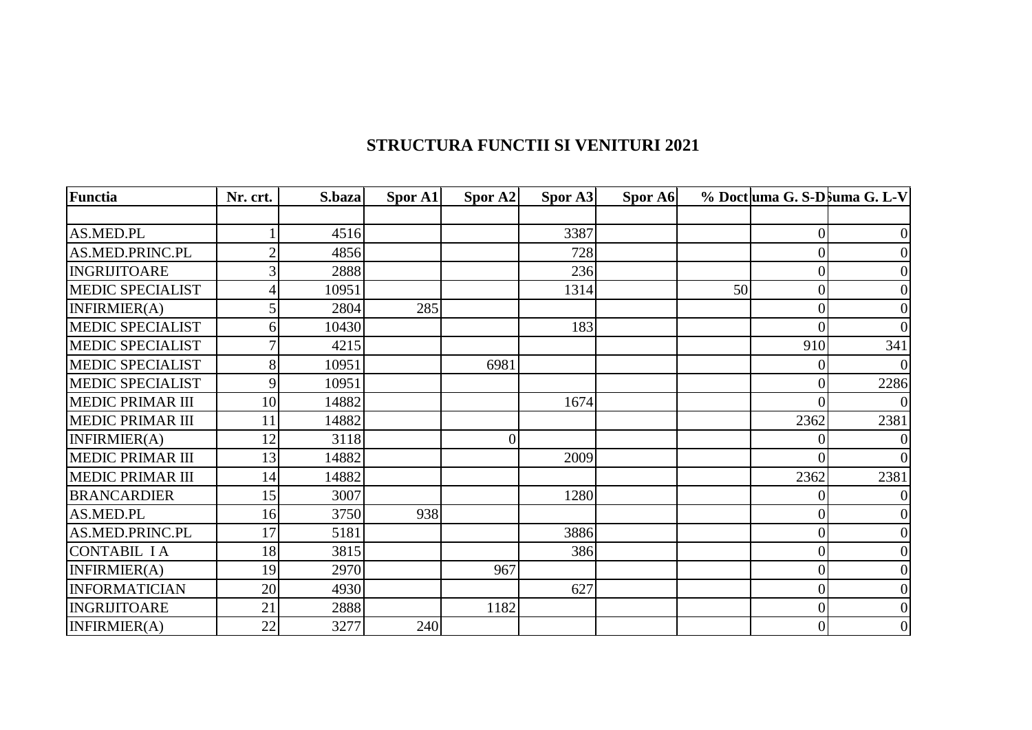# STRUCTURA FUNCTII SI VENITURI 2021

| Functia | Nr. crt. | S.baza | Spor A1 | Spor A2 | Spor A3 | Spor A6 | % Doct | uma G. S-D | Suma G. L-V |
|---|---|---|---|---|---|---|---|---|---|
| | | | | | | | | | |
| AS.MED.PL | 1 | 4516 | | | 3387 | | | 0 | 0 |
| AS.MED.PRINC.PL | 2 | 4856 | | | 728 | | | 0 | 0 |
| INGRIJITOARE | 3 | 2888 | | | 236 | | | 0 | 0 |
| MEDIC SPECIALIST | 4 | 10951 | | | 1314 | | 50 | 0 | 0 |
| INFIRMIER(A) | 5 | 2804 | 285 | | | | | 0 | 0 |
| MEDIC SPECIALIST | 6 | 10430 | | | 183 | | | 0 | 0 |
| MEDIC SPECIALIST | 7 | 4215 | | | | | | 910 | 341 |
| MEDIC SPECIALIST | 8 | 10951 | | 6981 | | | | 0 | 0 |
| MEDIC SPECIALIST | 9 | 10951 | | | | | | 0 | 2286 |
| MEDIC PRIMAR III | 10 | 14882 | | | 1674 | | | 0 | 0 |
| MEDIC PRIMAR III | 11 | 14882 | | | | | | 2362 | 2381 |
| INFIRMIER(A) | 12 | 3118 | | 0 | | | | 0 | 0 |
| MEDIC PRIMAR III | 13 | 14882 | | | 2009 | | | 0 | 0 |
| MEDIC PRIMAR III | 14 | 14882 | | | | | | 2362 | 2381 |
| BRANCARDIER | 15 | 3007 | | | 1280 | | | 0 | 0 |
| AS.MED.PL | 16 | 3750 | 938 | | | | | 0 | 0 |
| AS.MED.PRINC.PL | 17 | 5181 | | | 3886 | | | 0 | 0 |
| CONTABIL I A | 18 | 3815 | | | 386 | | | 0 | 0 |
| INFIRMIER(A) | 19 | 2970 | | 967 | | | | 0 | 0 |
| INFORMATICIAN | 20 | 4930 | | | 627 | | | 0 | 0 |
| INGRIJITOARE | 21 | 2888 | | 1182 | | | | 0 | 0 |
| INFIRMIER(A) | 22 | 3277 | 240 | | | | | 0 | 0 |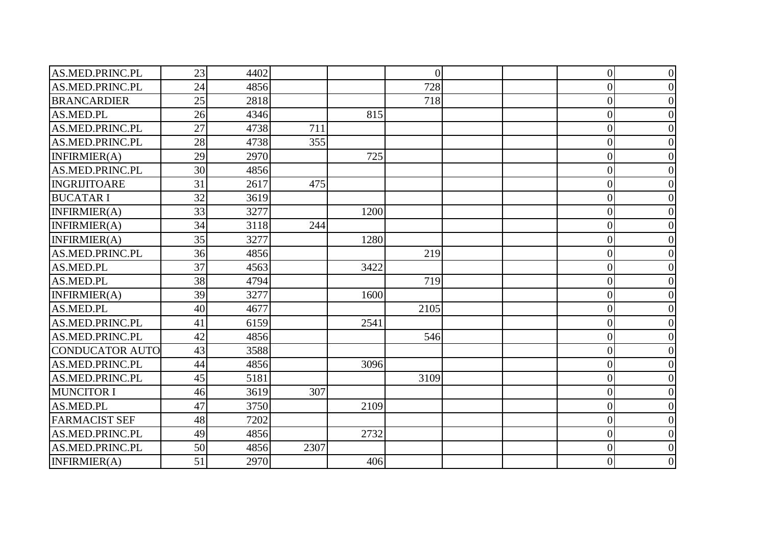| | | | | | | | | | |
|---|---|---|---|---|---|---|---|---|---|
| AS.MED.PRINC.PL | 23 | 4402 | | | 0 | | | 0 | 0 |
| AS.MED.PRINC.PL | 24 | 4856 | | | 728 | | | 0 | 0 |
| BRANCARDIER | 25 | 2818 | | | 718 | | | 0 | 0 |
| AS.MED.PL | 26 | 4346 | | 815 | | | | 0 | 0 |
| AS.MED.PRINC.PL | 27 | 4738 | 711 | | | | | 0 | 0 |
| AS.MED.PRINC.PL | 28 | 4738 | 355 | | | | | 0 | 0 |
| INFIRMIER(A) | 29 | 2970 | | 725 | | | | 0 | 0 |
| AS.MED.PRINC.PL | 30 | 4856 | | | | | | 0 | 0 |
| INGRIJITOARE | 31 | 2617 | 475 | | | | | 0 | 0 |
| BUCATAR I | 32 | 3619 | | | | | | 0 | 0 |
| INFIRMIER(A) | 33 | 3277 | | 1200 | | | | 0 | 0 |
| INFIRMIER(A) | 34 | 3118 | 244 | | | | | 0 | 0 |
| INFIRMIER(A) | 35 | 3277 | | 1280 | | | | 0 | 0 |
| AS.MED.PRINC.PL | 36 | 4856 | | | 219 | | | 0 | 0 |
| AS.MED.PL | 37 | 4563 | | 3422 | | | | 0 | 0 |
| AS.MED.PL | 38 | 4794 | | | 719 | | | 0 | 0 |
| INFIRMIER(A) | 39 | 3277 | | 1600 | | | | 0 | 0 |
| AS.MED.PL | 40 | 4677 | | | 2105 | | | 0 | 0 |
| AS.MED.PRINC.PL | 41 | 6159 | | 2541 | | | | 0 | 0 |
| AS.MED.PRINC.PL | 42 | 4856 | | | 546 | | | 0 | 0 |
| CONDUCATOR AUTO | 43 | 3588 | | | | | | 0 | 0 |
| AS.MED.PRINC.PL | 44 | 4856 | | 3096 | | | | 0 | 0 |
| AS.MED.PRINC.PL | 45 | 5181 | | | 3109 | | | 0 | 0 |
| MUNCITOR I | 46 | 3619 | 307 | | | | | 0 | 0 |
| AS.MED.PL | 47 | 3750 | | 2109 | | | | 0 | 0 |
| FARMACIST SEF | 48 | 7202 | | | | | | 0 | 0 |
| AS.MED.PRINC.PL | 49 | 4856 | | 2732 | | | | 0 | 0 |
| AS.MED.PRINC.PL | 50 | 4856 | 2307 | | | | | 0 | 0 |
| INFIRMIER(A) | 51 | 2970 | | 406 | | | | 0 | 0 |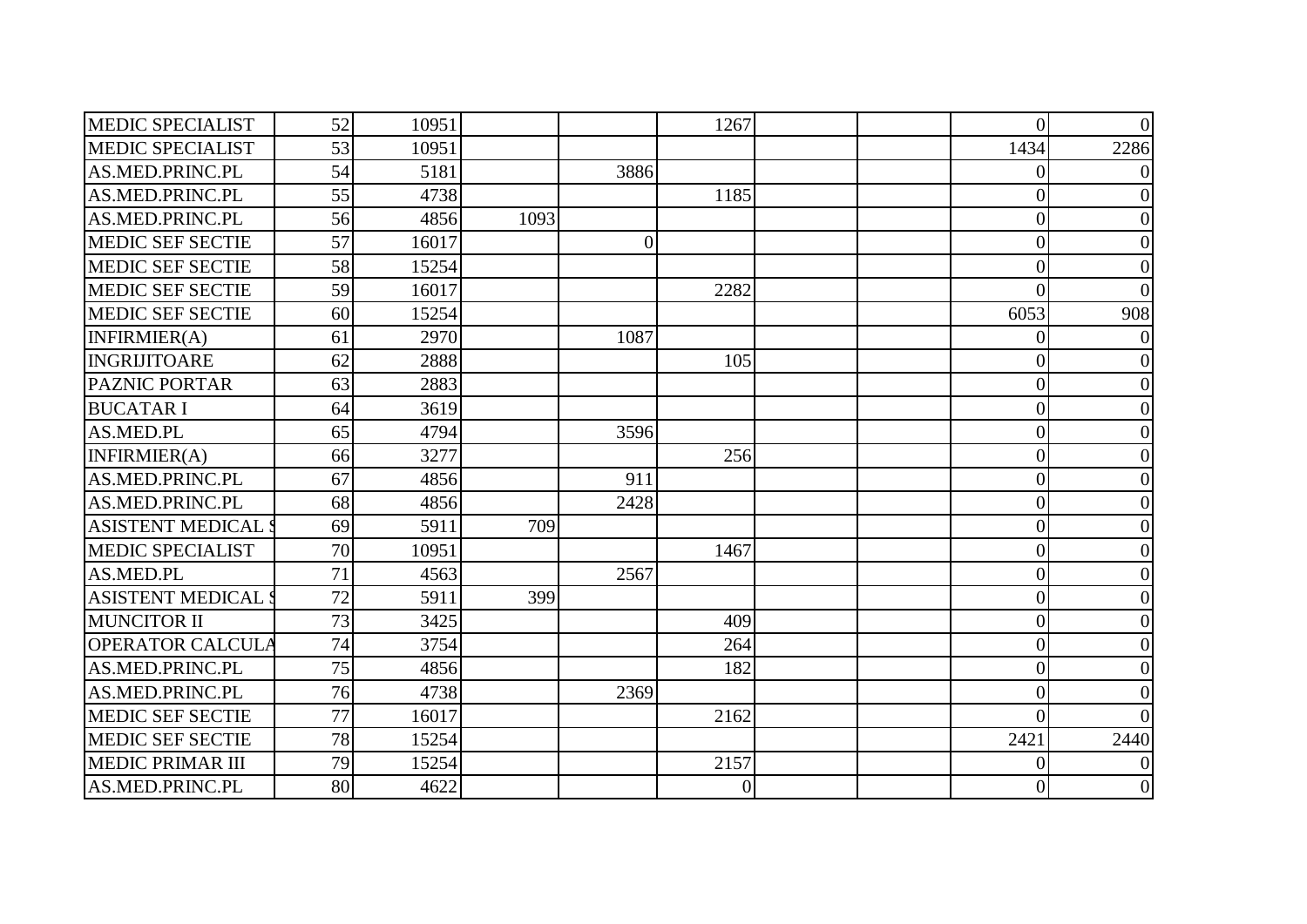| | | | | | | | | | |
|---|---|---|---|---|---|---|---|---|---|
| MEDIC SPECIALIST | 52 | 10951 | | | 1267 | | | 0 | 0 |
| MEDIC SPECIALIST | 53 | 10951 | | | | | | 1434 | 2286 |
| AS.MED.PRINC.PL | 54 | 5181 | | 3886 | | | | 0 | 0 |
| AS.MED.PRINC.PL | 55 | 4738 | | | 1185 | | | 0 | 0 |
| AS.MED.PRINC.PL | 56 | 4856 | 1093 | | | | | 0 | 0 |
| MEDIC SEF SECTIE | 57 | 16017 | | 0 | | | | 0 | 0 |
| MEDIC SEF SECTIE | 58 | 15254 | | | | | | 0 | 0 |
| MEDIC SEF SECTIE | 59 | 16017 | | | 2282 | | | 0 | 0 |
| MEDIC SEF SECTIE | 60 | 15254 | | | | | | 6053 | 908 |
| INFIRMIER(A) | 61 | 2970 | | 1087 | | | | 0 | 0 |
| INGRIJITOARE | 62 | 2888 | | | 105 | | | 0 | 0 |
| PAZNIC PORTAR | 63 | 2883 | | | | | | 0 | 0 |
| BUCATAR I | 64 | 3619 | | | | | | 0 | 0 |
| AS.MED.PL | 65 | 4794 | | 3596 | | | | 0 | 0 |
| INFIRMIER(A) | 66 | 3277 | | | 256 | | | 0 | 0 |
| AS.MED.PRINC.PL | 67 | 4856 | | 911 | | | | 0 | 0 |
| AS.MED.PRINC.PL | 68 | 4856 | | 2428 | | | | 0 | 0 |
| ASISTENT MEDICAL S | 69 | 5911 | 709 | | | | | 0 | 0 |
| MEDIC SPECIALIST | 70 | 10951 | | | 1467 | | | 0 | 0 |
| AS.MED.PL | 71 | 4563 | | 2567 | | | | 0 | 0 |
| ASISTENT MEDICAL S | 72 | 5911 | 399 | | | | | 0 | 0 |
| MUNCITOR II | 73 | 3425 | | | 409 | | | 0 | 0 |
| OPERATOR CALCULA | 74 | 3754 | | | 264 | | | 0 | 0 |
| AS.MED.PRINC.PL | 75 | 4856 | | | 182 | | | 0 | 0 |
| AS.MED.PRINC.PL | 76 | 4738 | | 2369 | | | | 0 | 0 |
| MEDIC SEF SECTIE | 77 | 16017 | | | 2162 | | | 0 | 0 |
| MEDIC SEF SECTIE | 78 | 15254 | | | | | | 2421 | 2440 |
| MEDIC PRIMAR III | 79 | 15254 | | | 2157 | | | 0 | 0 |
| AS.MED.PRINC.PL | 80 | 4622 | | | 0 | | | 0 | 0 |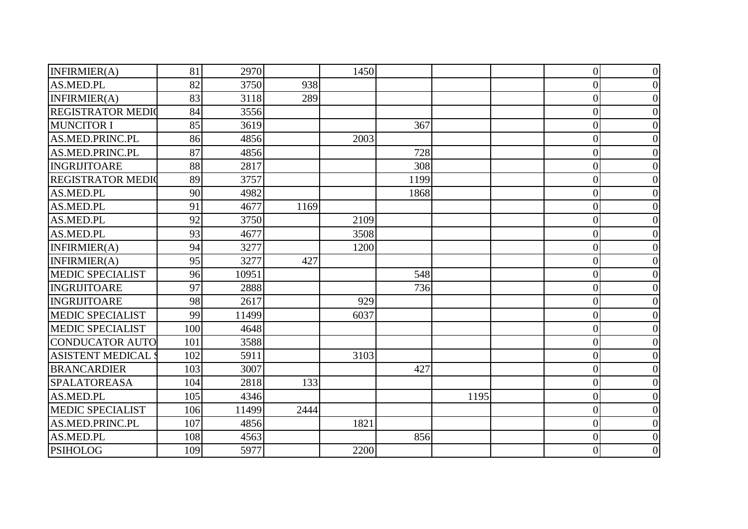| | | | | | | | | | |
|---|---|---|---|---|---|---|---|---|---|
| INFIRMIER(A) | 81 | 2970 | | 1450 | | | | 0 | 0 |
| AS.MED.PL | 82 | 3750 | 938 | | | | | 0 | 0 |
| INFIRMIER(A) | 83 | 3118 | 289 | | | | | 0 | 0 |
| REGISTRATOR MEDIC | 84 | 3556 | | | | | | 0 | 0 |
| MUNCITOR I | 85 | 3619 | | | 367 | | | 0 | 0 |
| AS.MED.PRINC.PL | 86 | 4856 | | 2003 | | | | 0 | 0 |
| AS.MED.PRINC.PL | 87 | 4856 | | | 728 | | | 0 | 0 |
| INGRIJITOARE | 88 | 2817 | | | 308 | | | 0 | 0 |
| REGISTRATOR MEDIC | 89 | 3757 | | | 1199 | | | 0 | 0 |
| AS.MED.PL | 90 | 4982 | | | 1868 | | | 0 | 0 |
| AS.MED.PL | 91 | 4677 | 1169 | | | | | 0 | 0 |
| AS.MED.PL | 92 | 3750 | | 2109 | | | | 0 | 0 |
| AS.MED.PL | 93 | 4677 | | 3508 | | | | 0 | 0 |
| INFIRMIER(A) | 94 | 3277 | | 1200 | | | | 0 | 0 |
| INFIRMIER(A) | 95 | 3277 | 427 | | | | | 0 | 0 |
| MEDIC SPECIALIST | 96 | 10951 | | | 548 | | | 0 | 0 |
| INGRIJITOARE | 97 | 2888 | | | 736 | | | 0 | 0 |
| INGRIJITOARE | 98 | 2617 | | 929 | | | | 0 | 0 |
| MEDIC SPECIALIST | 99 | 11499 | | 6037 | | | | 0 | 0 |
| MEDIC SPECIALIST | 100 | 4648 | | | | | | 0 | 0 |
| CONDUCATOR AUTO | 101 | 3588 | | | | | | 0 | 0 |
| ASISTENT MEDICAL S | 102 | 5911 | | 3103 | | | | 0 | 0 |
| BRANCARDIER | 103 | 3007 | | | 427 | | | 0 | 0 |
| SPALATOREASA | 104 | 2818 | 133 | | | | | 0 | 0 |
| AS.MED.PL | 105 | 4346 | | | | 1195 | | 0 | 0 |
| MEDIC SPECIALIST | 106 | 11499 | 2444 | | | | | 0 | 0 |
| AS.MED.PRINC.PL | 107 | 4856 | | 1821 | | | | 0 | 0 |
| AS.MED.PL | 108 | 4563 | | | 856 | | | 0 | 0 |
| PSIHOLOG | 109 | 5977 | | 2200 | | | | 0 | 0 |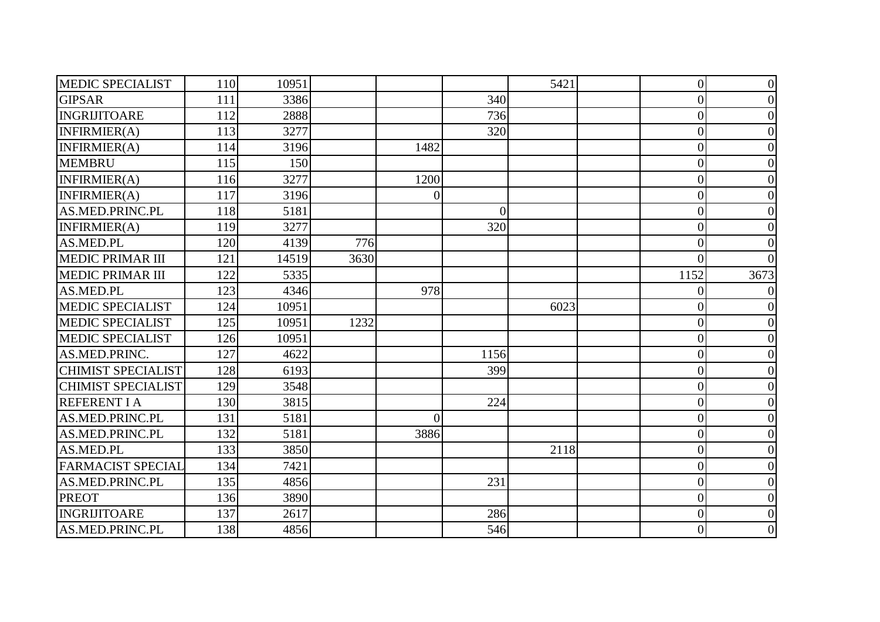| | | | | | | | | | |
|---|---|---|---|---|---|---|---|---|---|
| MEDIC SPECIALIST | 110 | 10951 | | | | 5421 | | 0 | 0 |
| GIPSAR | 111 | 3386 | | | 340 | | | 0 | 0 |
| INGRIJITOARE | 112 | 2888 | | | 736 | | | 0 | 0 |
| INFIRMIER(A) | 113 | 3277 | | | 320 | | | 0 | 0 |
| INFIRMIER(A) | 114 | 3196 | | 1482 | | | | 0 | 0 |
| MEMBRU | 115 | 150 | | | | | | 0 | 0 |
| INFIRMIER(A) | 116 | 3277 | | 1200 | | | | 0 | 0 |
| INFIRMIER(A) | 117 | 3196 | | 0 | | | | 0 | 0 |
| AS.MED.PRINC.PL | 118 | 5181 | | | 0 | | | 0 | 0 |
| INFIRMIER(A) | 119 | 3277 | | | 320 | | | 0 | 0 |
| AS.MED.PL | 120 | 4139 | 776 | | | | | 0 | 0 |
| MEDIC PRIMAR III | 121 | 14519 | 3630 | | | | | 0 | 0 |
| MEDIC PRIMAR III | 122 | 5335 | | | | | | 1152 | 3673 |
| AS.MED.PL | 123 | 4346 | | 978 | | | | 0 | 0 |
| MEDIC SPECIALIST | 124 | 10951 | | | | 6023 | | 0 | 0 |
| MEDIC SPECIALIST | 125 | 10951 | 1232 | | | | | 0 | 0 |
| MEDIC SPECIALIST | 126 | 10951 | | | | | | 0 | 0 |
| AS.MED.PRINC. | 127 | 4622 | | | 1156 | | | 0 | 0 |
| CHIMIST SPECIALIST | 128 | 6193 | | | 399 | | | 0 | 0 |
| CHIMIST SPECIALIST | 129 | 3548 | | | | | | 0 | 0 |
| REFERENT I A | 130 | 3815 | | | 224 | | | 0 | 0 |
| AS.MED.PRINC.PL | 131 | 5181 | | 0 | | | | 0 | 0 |
| AS.MED.PRINC.PL | 132 | 5181 | | 3886 | | | | 0 | 0 |
| AS.MED.PL | 133 | 3850 | | | | 2118 | | 0 | 0 |
| FARMACIST SPECIAL | 134 | 7421 | | | | | | 0 | 0 |
| AS.MED.PRINC.PL | 135 | 4856 | | | 231 | | | 0 | 0 |
| PREOT | 136 | 3890 | | | | | | 0 | 0 |
| INGRIJITOARE | 137 | 2617 | | | 286 | | | 0 | 0 |
| AS.MED.PRINC.PL | 138 | 4856 | | | 546 | | | 0 | 0 |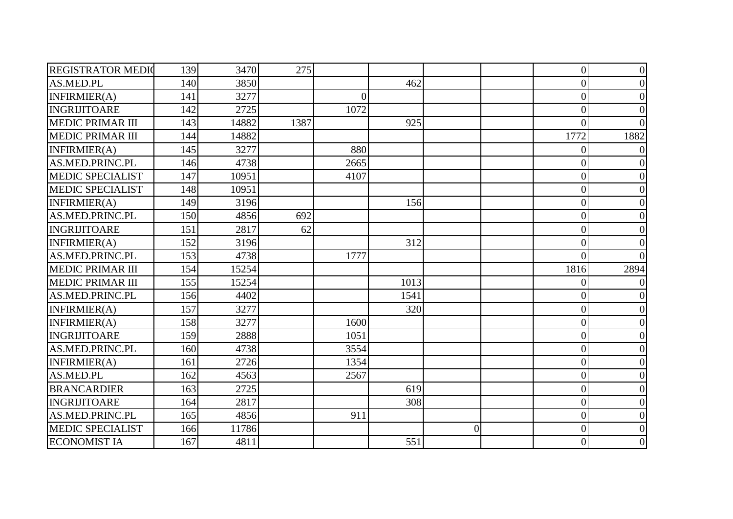| | | | | | | | | | |
|---|---|---|---|---|---|---|---|---|---|
| REGISTRATOR MEDIC | 139 | 3470 | 275 | | | | | 0 | 0 |
| AS.MED.PL | 140 | 3850 | | | 462 | | | 0 | 0 |
| INFIRMIER(A) | 141 | 3277 | | 0 | | | | 0 | 0 |
| INGRIJITOARE | 142 | 2725 | | 1072 | | | | 0 | 0 |
| MEDIC PRIMAR III | 143 | 14882 | 1387 | | 925 | | | 0 | 0 |
| MEDIC PRIMAR III | 144 | 14882 | | | | | | 1772 | 1882 |
| INFIRMIER(A) | 145 | 3277 | | 880 | | | | 0 | 0 |
| AS.MED.PRINC.PL | 146 | 4738 | | 2665 | | | | 0 | 0 |
| MEDIC SPECIALIST | 147 | 10951 | | 4107 | | | | 0 | 0 |
| MEDIC SPECIALIST | 148 | 10951 | | | | | | 0 | 0 |
| INFIRMIER(A) | 149 | 3196 | | | 156 | | | 0 | 0 |
| AS.MED.PRINC.PL | 150 | 4856 | 692 | | | | | 0 | 0 |
| INGRIJITOARE | 151 | 2817 | 62 | | | | | 0 | 0 |
| INFIRMIER(A) | 152 | 3196 | | | 312 | | | 0 | 0 |
| AS.MED.PRINC.PL | 153 | 4738 | | 1777 | | | | 0 | 0 |
| MEDIC PRIMAR III | 154 | 15254 | | | | | | 1816 | 2894 |
| MEDIC PRIMAR III | 155 | 15254 | | | 1013 | | | 0 | 0 |
| AS.MED.PRINC.PL | 156 | 4402 | | | 1541 | | | 0 | 0 |
| INFIRMIER(A) | 157 | 3277 | | | 320 | | | 0 | 0 |
| INFIRMIER(A) | 158 | 3277 | | 1600 | | | | 0 | 0 |
| INGRIJITOARE | 159 | 2888 | | 1051 | | | | 0 | 0 |
| AS.MED.PRINC.PL | 160 | 4738 | | 3554 | | | | 0 | 0 |
| INFIRMIER(A) | 161 | 2726 | | 1354 | | | | 0 | 0 |
| AS.MED.PL | 162 | 4563 | | 2567 | | | | 0 | 0 |
| BRANCARDIER | 163 | 2725 | | | 619 | | | 0 | 0 |
| INGRIJITOARE | 164 | 2817 | | | 308 | | | 0 | 0 |
| AS.MED.PRINC.PL | 165 | 4856 | | 911 | | | | 0 | 0 |
| MEDIC SPECIALIST | 166 | 11786 | | | | 0 | | 0 | 0 |
| ECONOMIST IA | 167 | 4811 | | | 551 | | | 0 | 0 |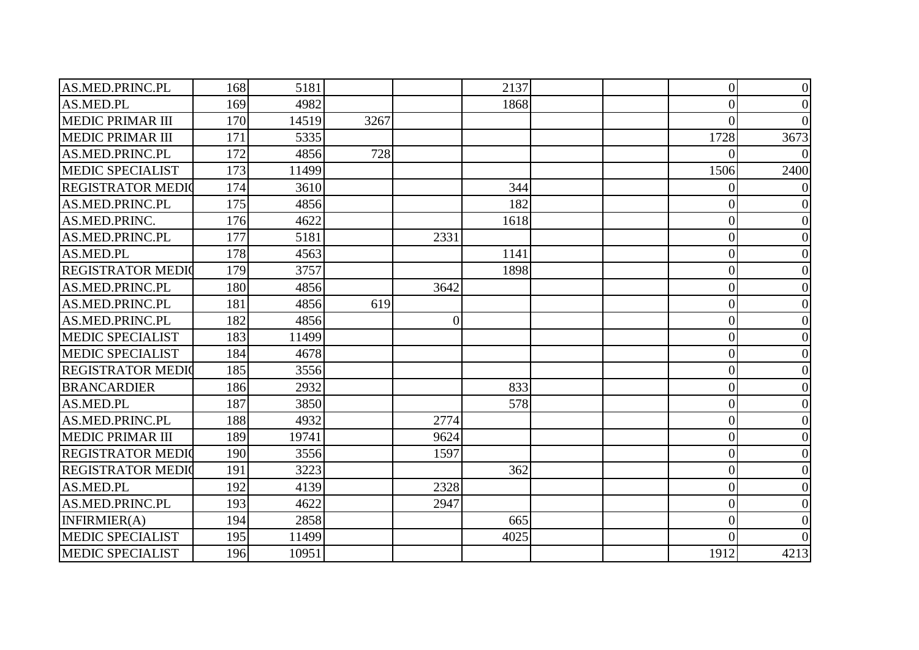| | | | | | | | | | |
|---|---|---|---|---|---|---|---|---|---|
| AS.MED.PRINC.PL | 168 | 5181 | | | 2137 | | | 0 | 0 |
| AS.MED.PL | 169 | 4982 | | | 1868 | | | 0 | 0 |
| MEDIC PRIMAR III | 170 | 14519 | 3267 | | | | | 0 | 0 |
| MEDIC PRIMAR III | 171 | 5335 | | | | | | 1728 | 3673 |
| AS.MED.PRINC.PL | 172 | 4856 | 728 | | | | | 0 | 0 |
| MEDIC SPECIALIST | 173 | 11499 | | | | | | 1506 | 2400 |
| REGISTRATOR MEDIC | 174 | 3610 | | | 344 | | | 0 | 0 |
| AS.MED.PRINC.PL | 175 | 4856 | | | 182 | | | 0 | 0 |
| AS.MED.PRINC. | 176 | 4622 | | | 1618 | | | 0 | 0 |
| AS.MED.PRINC.PL | 177 | 5181 | | 2331 | | | | 0 | 0 |
| AS.MED.PL | 178 | 4563 | | | 1141 | | | 0 | 0 |
| REGISTRATOR MEDIC | 179 | 3757 | | | 1898 | | | 0 | 0 |
| AS.MED.PRINC.PL | 180 | 4856 | | 3642 | | | | 0 | 0 |
| AS.MED.PRINC.PL | 181 | 4856 | 619 | | | | | 0 | 0 |
| AS.MED.PRINC.PL | 182 | 4856 | | 0 | | | | 0 | 0 |
| MEDIC SPECIALIST | 183 | 11499 | | | | | | 0 | 0 |
| MEDIC SPECIALIST | 184 | 4678 | | | | | | 0 | 0 |
| REGISTRATOR MEDIC | 185 | 3556 | | | | | | 0 | 0 |
| BRANCARDIER | 186 | 2932 | | | 833 | | | 0 | 0 |
| AS.MED.PL | 187 | 3850 | | | 578 | | | 0 | 0 |
| AS.MED.PRINC.PL | 188 | 4932 | | 2774 | | | | 0 | 0 |
| MEDIC PRIMAR III | 189 | 19741 | | 9624 | | | | 0 | 0 |
| REGISTRATOR MEDIC | 190 | 3556 | | 1597 | | | | 0 | 0 |
| REGISTRATOR MEDIC | 191 | 3223 | | | 362 | | | 0 | 0 |
| AS.MED.PL | 192 | 4139 | | 2328 | | | | 0 | 0 |
| AS.MED.PRINC.PL | 193 | 4622 | | 2947 | | | | 0 | 0 |
| INFIRMIER(A) | 194 | 2858 | | | 665 | | | 0 | 0 |
| MEDIC SPECIALIST | 195 | 11499 | | | 4025 | | | 0 | 0 |
| MEDIC SPECIALIST | 196 | 10951 | | | | | | 1912 | 4213 |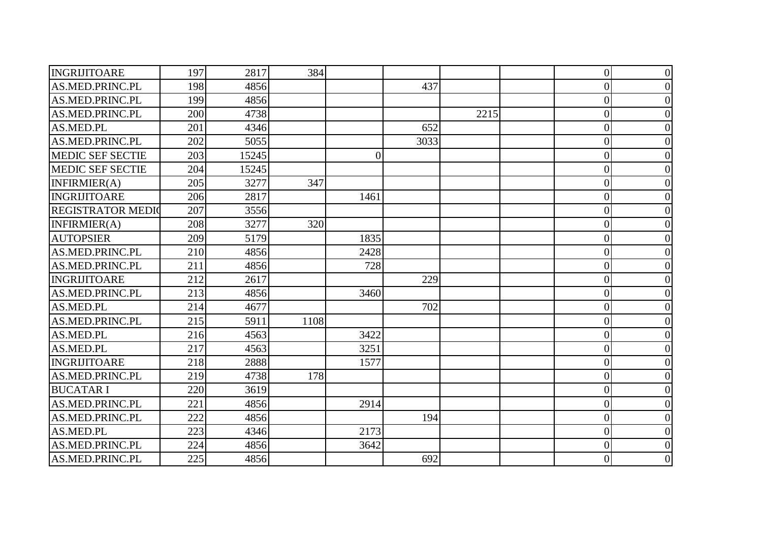| | | | | | | | | | |
|---|---|---|---|---|---|---|---|---|---|
| INGRIJITOARE | 197 | 2817 | 384 | | | | | 0 | 0 |
| AS.MED.PRINC.PL | 198 | 4856 | | | 437 | | | 0 | 0 |
| AS.MED.PRINC.PL | 199 | 4856 | | | | | | 0 | 0 |
| AS.MED.PRINC.PL | 200 | 4738 | | | | 2215 | | 0 | 0 |
| AS.MED.PL | 201 | 4346 | | | 652 | | | 0 | 0 |
| AS.MED.PRINC.PL | 202 | 5055 | | | 3033 | | | 0 | 0 |
| MEDIC SEF SECTIE | 203 | 15245 | | 0 | | | | 0 | 0 |
| MEDIC SEF SECTIE | 204 | 15245 | | | | | | 0 | 0 |
| INFIRMIER(A) | 205 | 3277 | 347 | | | | | 0 | 0 |
| INGRIJITOARE | 206 | 2817 | | 1461 | | | | 0 | 0 |
| REGISTRATOR MEDIC | 207 | 3556 | | | | | | 0 | 0 |
| INFIRMIER(A) | 208 | 3277 | 320 | | | | | 0 | 0 |
| AUTOPSIER | 209 | 5179 | | 1835 | | | | 0 | 0 |
| AS.MED.PRINC.PL | 210 | 4856 | | 2428 | | | | 0 | 0 |
| AS.MED.PRINC.PL | 211 | 4856 | | 728 | | | | 0 | 0 |
| INGRIJITOARE | 212 | 2617 | | | 229 | | | 0 | 0 |
| AS.MED.PRINC.PL | 213 | 4856 | | 3460 | | | | 0 | 0 |
| AS.MED.PL | 214 | 4677 | | | 702 | | | 0 | 0 |
| AS.MED.PRINC.PL | 215 | 5911 | 1108 | | | | | 0 | 0 |
| AS.MED.PL | 216 | 4563 | | 3422 | | | | 0 | 0 |
| AS.MED.PL | 217 | 4563 | | 3251 | | | | 0 | 0 |
| INGRIJITOARE | 218 | 2888 | | 1577 | | | | 0 | 0 |
| AS.MED.PRINC.PL | 219 | 4738 | 178 | | | | | 0 | 0 |
| BUCATAR I | 220 | 3619 | | | | | | 0 | 0 |
| AS.MED.PRINC.PL | 221 | 4856 | | 2914 | | | | 0 | 0 |
| AS.MED.PRINC.PL | 222 | 4856 | | | 194 | | | 0 | 0 |
| AS.MED.PL | 223 | 4346 | | 2173 | | | | 0 | 0 |
| AS.MED.PRINC.PL | 224 | 4856 | | 3642 | | | | 0 | 0 |
| AS.MED.PRINC.PL | 225 | 4856 | | | 692 | | | 0 | 0 |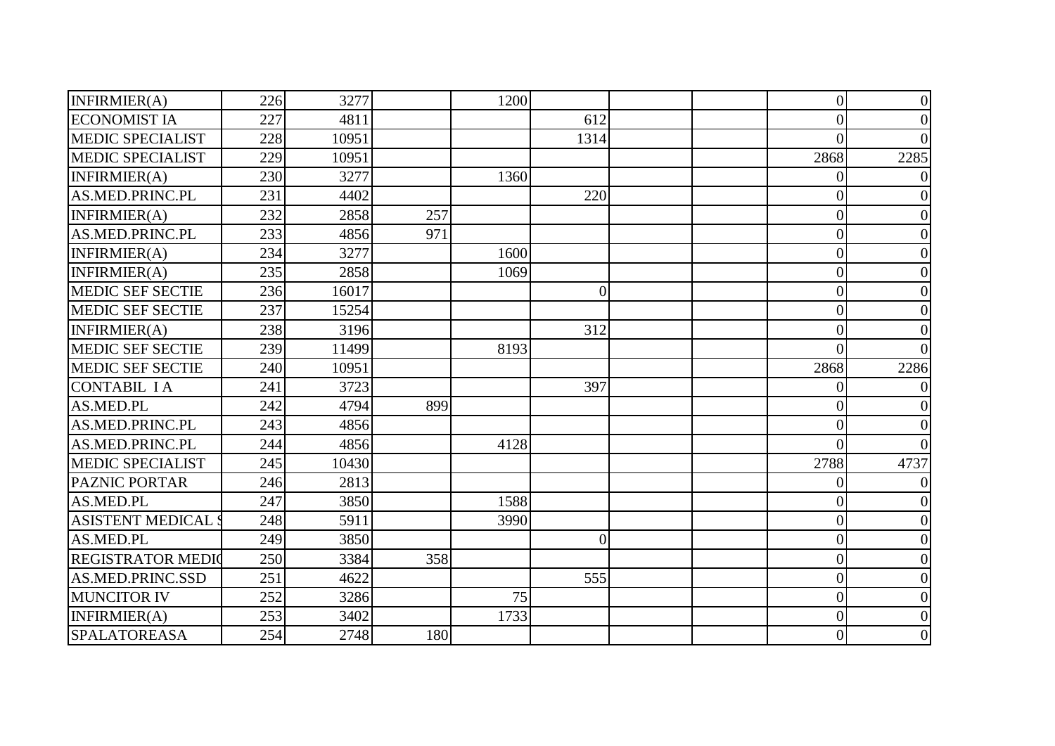| | | | | | | | | | |
|---|---|---|---|---|---|---|---|---|---|
| INFIRMIER(A) | 226 | 3277 | | 1200 | | | | 0 | 0 |
| ECONOMIST IA | 227 | 4811 | | | 612 | | | 0 | 0 |
| MEDIC SPECIALIST | 228 | 10951 | | | 1314 | | | 0 | 0 |
| MEDIC SPECIALIST | 229 | 10951 | | | | | | 2868 | 2285 |
| INFIRMIER(A) | 230 | 3277 | | 1360 | | | | 0 | 0 |
| AS.MED.PRINC.PL | 231 | 4402 | | | 220 | | | 0 | 0 |
| INFIRMIER(A) | 232 | 2858 | 257 | | | | | 0 | 0 |
| AS.MED.PRINC.PL | 233 | 4856 | 971 | | | | | 0 | 0 |
| INFIRMIER(A) | 234 | 3277 | | 1600 | | | | 0 | 0 |
| INFIRMIER(A) | 235 | 2858 | | 1069 | | | | 0 | 0 |
| MEDIC SEF SECTIE | 236 | 16017 | | | 0 | | | 0 | 0 |
| MEDIC SEF SECTIE | 237 | 15254 | | | | | | 0 | 0 |
| INFIRMIER(A) | 238 | 3196 | | | 312 | | | 0 | 0 |
| MEDIC SEF SECTIE | 239 | 11499 | | 8193 | | | | 0 | 0 |
| MEDIC SEF SECTIE | 240 | 10951 | | | | | | 2868 | 2286 |
| CONTABIL I A | 241 | 3723 | | | 397 | | | 0 | 0 |
| AS.MED.PL | 242 | 4794 | 899 | | | | | 0 | 0 |
| AS.MED.PRINC.PL | 243 | 4856 | | | | | | 0 | 0 |
| AS.MED.PRINC.PL | 244 | 4856 | | 4128 | | | | 0 | 0 |
| MEDIC SPECIALIST | 245 | 10430 | | | | | | 2788 | 4737 |
| PAZNIC PORTAR | 246 | 2813 | | | | | | 0 | 0 |
| AS.MED.PL | 247 | 3850 | | 1588 | | | | 0 | 0 |
| ASISTENT MEDICAL S | 248 | 5911 | | 3990 | | | | 0 | 0 |
| AS.MED.PL | 249 | 3850 | | | 0 | | | 0 | 0 |
| REGISTRATOR MEDIC | 250 | 3384 | 358 | | | | | 0 | 0 |
| AS.MED.PRINC.SSD | 251 | 4622 | | | 555 | | | 0 | 0 |
| MUNCITOR IV | 252 | 3286 | | 75 | | | | 0 | 0 |
| INFIRMIER(A) | 253 | 3402 | | 1733 | | | | 0 | 0 |
| SPALATOREASA | 254 | 2748 | 180 | | | | | 0 | 0 |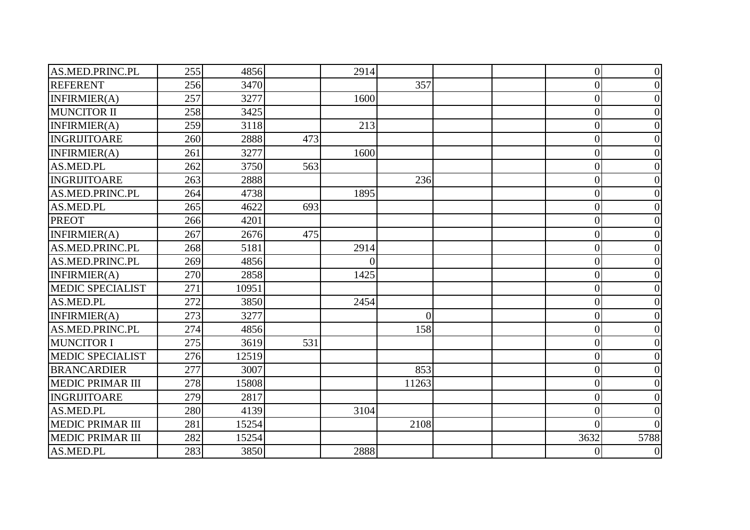| | | | | | | | | | |
|---|---|---|---|---|---|---|---|---|---|
| AS.MED.PRINC.PL | 255 | 4856 | | 2914 | | | | 0 | 0 |
| REFERENT | 256 | 3470 | | | 357 | | | 0 | 0 |
| INFIRMIER(A) | 257 | 3277 | | 1600 | | | | 0 | 0 |
| MUNCITOR II | 258 | 3425 | | | | | | 0 | 0 |
| INFIRMIER(A) | 259 | 3118 | | 213 | | | | 0 | 0 |
| INGRIJITOARE | 260 | 2888 | 473 | | | | | 0 | 0 |
| INFIRMIER(A) | 261 | 3277 | | 1600 | | | | 0 | 0 |
| AS.MED.PL | 262 | 3750 | 563 | | | | | 0 | 0 |
| INGRIJITOARE | 263 | 2888 | | | 236 | | | 0 | 0 |
| AS.MED.PRINC.PL | 264 | 4738 | | 1895 | | | | 0 | 0 |
| AS.MED.PL | 265 | 4622 | 693 | | | | | 0 | 0 |
| PREOT | 266 | 4201 | | | | | | 0 | 0 |
| INFIRMIER(A) | 267 | 2676 | 475 | | | | | 0 | 0 |
| AS.MED.PRINC.PL | 268 | 5181 | | 2914 | | | | 0 | 0 |
| AS.MED.PRINC.PL | 269 | 4856 | | 0 | | | | 0 | 0 |
| INFIRMIER(A) | 270 | 2858 | | 1425 | | | | 0 | 0 |
| MEDIC SPECIALIST | 271 | 10951 | | | | | | 0 | 0 |
| AS.MED.PL | 272 | 3850 | | 2454 | | | | 0 | 0 |
| INFIRMIER(A) | 273 | 3277 | | | 0 | | | 0 | 0 |
| AS.MED.PRINC.PL | 274 | 4856 | | | 158 | | | 0 | 0 |
| MUNCITOR I | 275 | 3619 | 531 | | | | | 0 | 0 |
| MEDIC SPECIALIST | 276 | 12519 | | | | | | 0 | 0 |
| BRANCARDIER | 277 | 3007 | | | 853 | | | 0 | 0 |
| MEDIC PRIMAR III | 278 | 15808 | | | 11263 | | | 0 | 0 |
| INGRIJITOARE | 279 | 2817 | | | | | | 0 | 0 |
| AS.MED.PL | 280 | 4139 | | 3104 | | | | 0 | 0 |
| MEDIC PRIMAR III | 281 | 15254 | | | 2108 | | | 0 | 0 |
| MEDIC PRIMAR III | 282 | 15254 | | | | | | 3632 | 5788 |
| AS.MED.PL | 283 | 3850 | | 2888 | | | | 0 | 0 |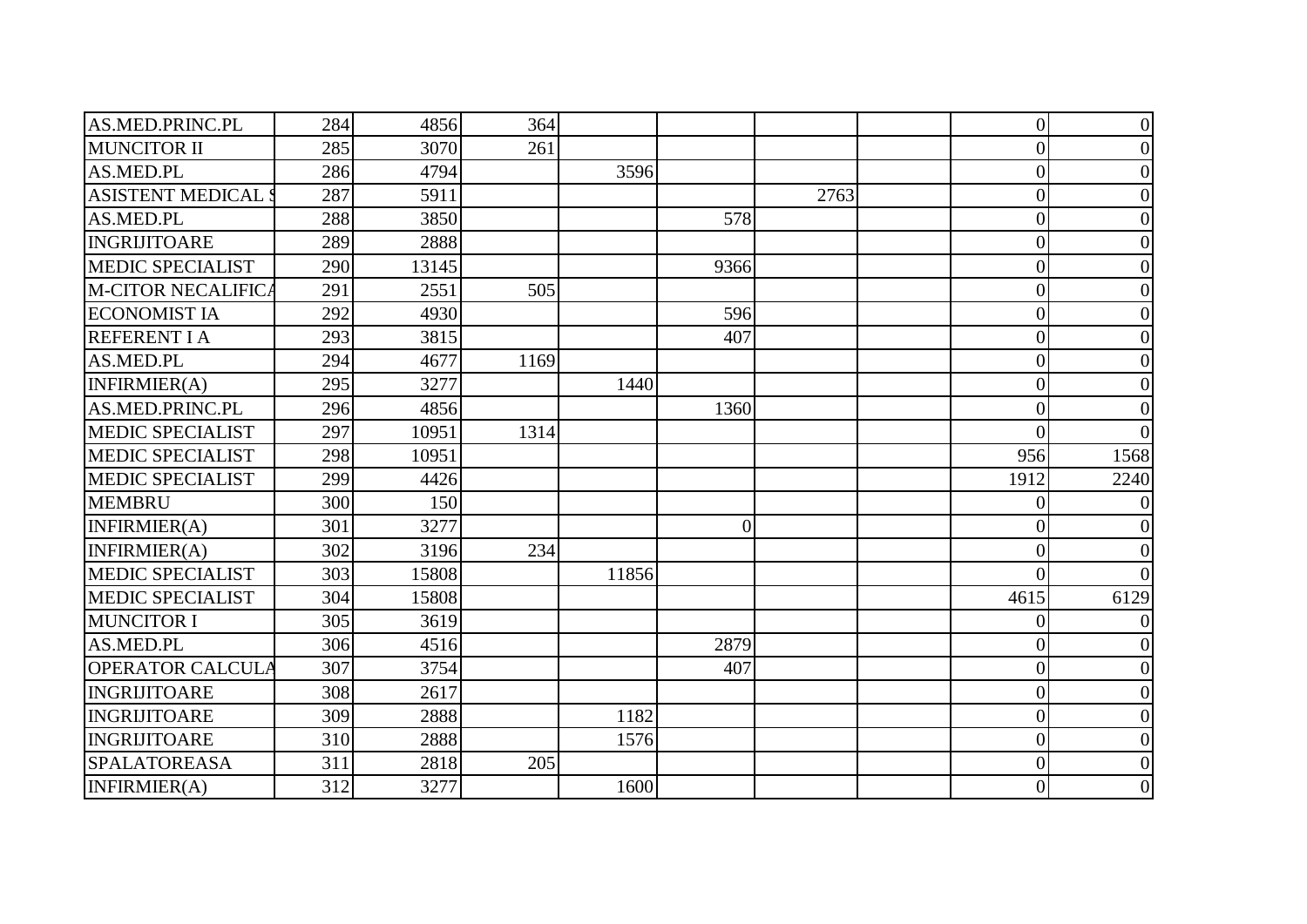| | | | | | | | | | |
|---|---|---|---|---|---|---|---|---|---|
| AS.MED.PRINC.PL | 284 | 4856 | 364 | | | | | 0 | 0 |
| MUNCITOR II | 285 | 3070 | 261 | | | | | 0 | 0 |
| AS.MED.PL | 286 | 4794 | | 3596 | | | | 0 | 0 |
| ASISTENT MEDICAL S | 287 | 5911 | | | | 2763 | | 0 | 0 |
| AS.MED.PL | 288 | 3850 | | | 578 | | | 0 | 0 |
| INGRIJITOARE | 289 | 2888 | | | | | | 0 | 0 |
| MEDIC SPECIALIST | 290 | 13145 | | | 9366 | | | 0 | 0 |
| M-CITOR NECALIFICA | 291 | 2551 | 505 | | | | | 0 | 0 |
| ECONOMIST IA | 292 | 4930 | | | 596 | | | 0 | 0 |
| REFERENT I A | 293 | 3815 | | | 407 | | | 0 | 0 |
| AS.MED.PL | 294 | 4677 | 1169 | | | | | 0 | 0 |
| INFIRMIER(A) | 295 | 3277 | | 1440 | | | | 0 | 0 |
| AS.MED.PRINC.PL | 296 | 4856 | | | 1360 | | | 0 | 0 |
| MEDIC SPECIALIST | 297 | 10951 | 1314 | | | | | 0 | 0 |
| MEDIC SPECIALIST | 298 | 10951 | | | | | | 956 | 1568 |
| MEDIC SPECIALIST | 299 | 4426 | | | | | | 1912 | 2240 |
| MEMBRU | 300 | 150 | | | | | | 0 | 0 |
| INFIRMIER(A) | 301 | 3277 | | | 0 | | | 0 | 0 |
| INFIRMIER(A) | 302 | 3196 | 234 | | | | | 0 | 0 |
| MEDIC SPECIALIST | 303 | 15808 | | 11856 | | | | 0 | 0 |
| MEDIC SPECIALIST | 304 | 15808 | | | | | | 4615 | 6129 |
| MUNCITOR I | 305 | 3619 | | | | | | 0 | 0 |
| AS.MED.PL | 306 | 4516 | | | 2879 | | | 0 | 0 |
| OPERATOR CALCULA | 307 | 3754 | | | 407 | | | 0 | 0 |
| INGRIJITOARE | 308 | 2617 | | | | | | 0 | 0 |
| INGRIJITOARE | 309 | 2888 | | 1182 | | | | 0 | 0 |
| INGRIJITOARE | 310 | 2888 | | 1576 | | | | 0 | 0 |
| SPALATOREASA | 311 | 2818 | 205 | | | | | 0 | 0 |
| INFIRMIER(A) | 312 | 3277 | | 1600 | | | | 0 | 0 |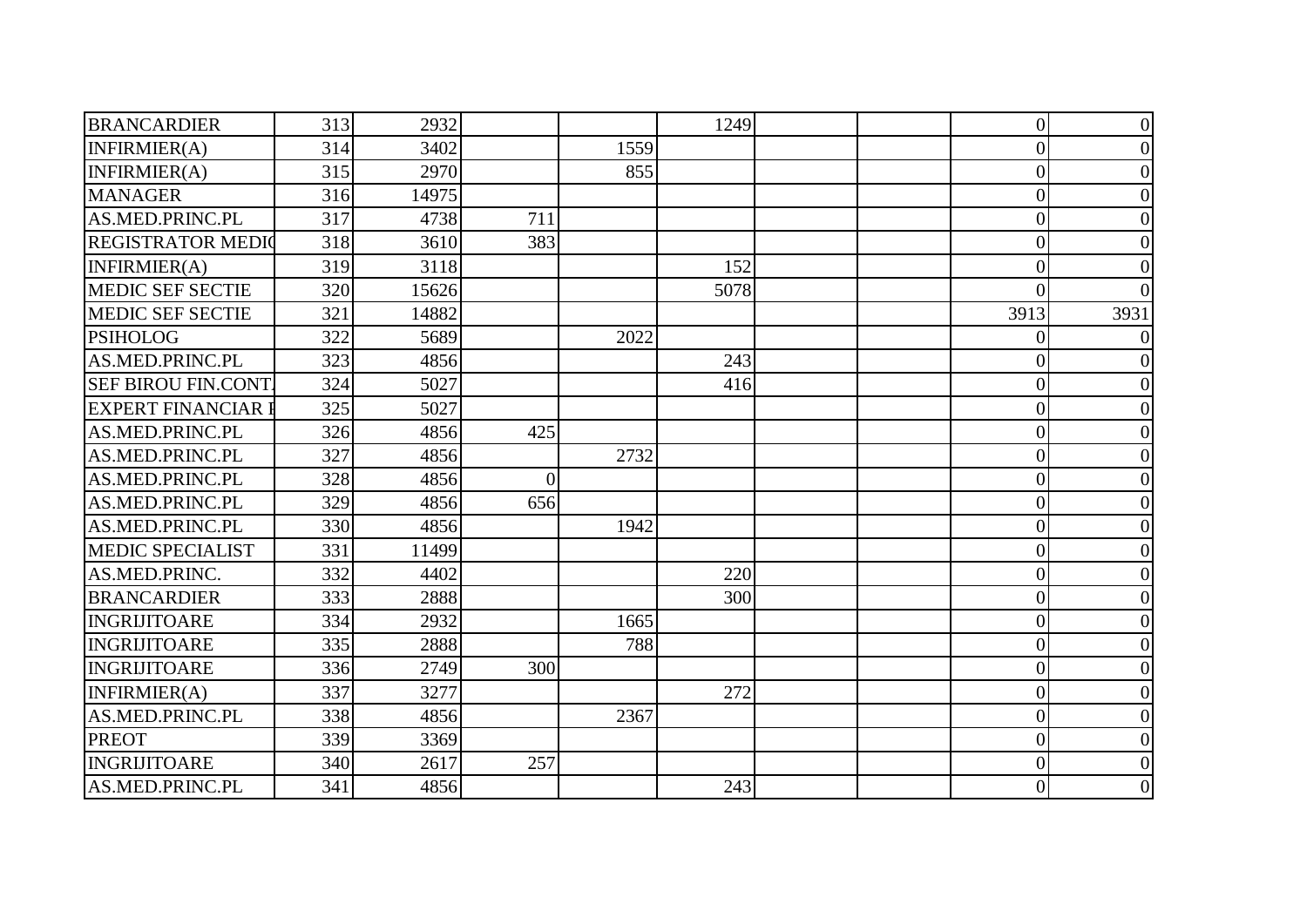| | | | | | | | | | |
|---|---|---|---|---|---|---|---|---|---|
| BRANCARDIER | 313 | 2932 | | | 1249 | | | 0 | 0 |
| INFIRMIER(A) | 314 | 3402 | | 1559 | | | | 0 | 0 |
| INFIRMIER(A) | 315 | 2970 | | 855 | | | | 0 | 0 |
| MANAGER | 316 | 14975 | | | | | | 0 | 0 |
| AS.MED.PRINC.PL | 317 | 4738 | 711 | | | | | 0 | 0 |
| REGISTRATOR MEDIC | 318 | 3610 | 383 | | | | | 0 | 0 |
| INFIRMIER(A) | 319 | 3118 | | | 152 | | | 0 | 0 |
| MEDIC SEF SECTIE | 320 | 15626 | | | 5078 | | | 0 | 0 |
| MEDIC SEF SECTIE | 321 | 14882 | | | | | | 3913 | 3931 |
| PSIHOLOG | 322 | 5689 | | 2022 | | | | 0 | 0 |
| AS.MED.PRINC.PL | 323 | 4856 | | | 243 | | | 0 | 0 |
| SEF BIROU FIN.CONT. | 324 | 5027 | | | 416 | | | 0 | 0 |
| EXPERT FINANCIAR I | 325 | 5027 | | | | | | 0 | 0 |
| AS.MED.PRINC.PL | 326 | 4856 | 425 | | | | | 0 | 0 |
| AS.MED.PRINC.PL | 327 | 4856 | | 2732 | | | | 0 | 0 |
| AS.MED.PRINC.PL | 328 | 4856 | 0 | | | | | 0 | 0 |
| AS.MED.PRINC.PL | 329 | 4856 | 656 | | | | | 0 | 0 |
| AS.MED.PRINC.PL | 330 | 4856 | | 1942 | | | | 0 | 0 |
| MEDIC SPECIALIST | 331 | 11499 | | | | | | 0 | 0 |
| AS.MED.PRINC. | 332 | 4402 | | | 220 | | | 0 | 0 |
| BRANCARDIER | 333 | 2888 | | | 300 | | | 0 | 0 |
| INGRIJITOARE | 334 | 2932 | | 1665 | | | | 0 | 0 |
| INGRIJITOARE | 335 | 2888 | | 788 | | | | 0 | 0 |
| INGRIJITOARE | 336 | 2749 | 300 | | | | | 0 | 0 |
| INFIRMIER(A) | 337 | 3277 | | | 272 | | | 0 | 0 |
| AS.MED.PRINC.PL | 338 | 4856 | | 2367 | | | | 0 | 0 |
| PREOT | 339 | 3369 | | | | | | 0 | 0 |
| INGRIJITOARE | 340 | 2617 | 257 | | | | | 0 | 0 |
| AS.MED.PRINC.PL | 341 | 4856 | | | 243 | | | 0 | 0 |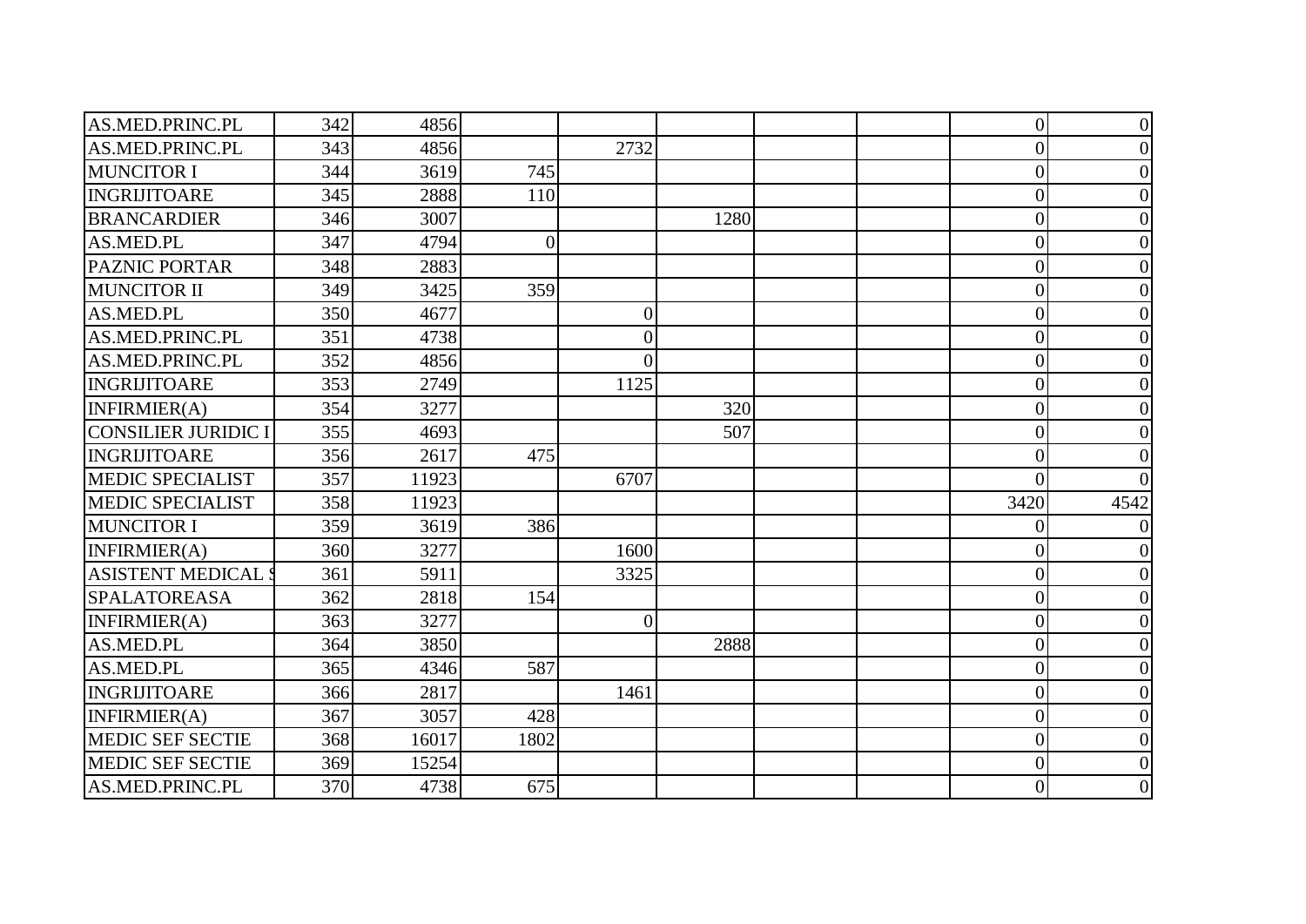| | | | | | | | | | |
|---|---|---|---|---|---|---|---|---|---|
| AS.MED.PRINC.PL | 342 | 4856 | | | | | | 0 | 0 |
| AS.MED.PRINC.PL | 343 | 4856 | | 2732 | | | | 0 | 0 |
| MUNCITOR I | 344 | 3619 | 745 | | | | | 0 | 0 |
| INGRIJITOARE | 345 | 2888 | 110 | | | | | 0 | 0 |
| BRANCARDIER | 346 | 3007 | | | 1280 | | | 0 | 0 |
| AS.MED.PL | 347 | 4794 | 0 | | | | | 0 | 0 |
| PAZNIC PORTAR | 348 | 2883 | | | | | | 0 | 0 |
| MUNCITOR II | 349 | 3425 | 359 | | | | | 0 | 0 |
| AS.MED.PL | 350 | 4677 | | 0 | | | | 0 | 0 |
| AS.MED.PRINC.PL | 351 | 4738 | | 0 | | | | 0 | 0 |
| AS.MED.PRINC.PL | 352 | 4856 | | 0 | | | | 0 | 0 |
| INGRIJITOARE | 353 | 2749 | | 1125 | | | | 0 | 0 |
| INFIRMIER(A) | 354 | 3277 | | | 320 | | | 0 | 0 |
| CONSILIER JURIDIC I | 355 | 4693 | | | 507 | | | 0 | 0 |
| INGRIJITOARE | 356 | 2617 | 475 | | | | | 0 | 0 |
| MEDIC SPECIALIST | 357 | 11923 | | 6707 | | | | 0 | 0 |
| MEDIC SPECIALIST | 358 | 11923 | | | | | | 3420 | 4542 |
| MUNCITOR I | 359 | 3619 | 386 | | | | | 0 | 0 |
| INFIRMIER(A) | 360 | 3277 | | 1600 | | | | 0 | 0 |
| ASISTENT MEDICAL S | 361 | 5911 | | 3325 | | | | 0 | 0 |
| SPALATOREASA | 362 | 2818 | 154 | | | | | 0 | 0 |
| INFIRMIER(A) | 363 | 3277 | | 0 | | | | 0 | 0 |
| AS.MED.PL | 364 | 3850 | | | 2888 | | | 0 | 0 |
| AS.MED.PL | 365 | 4346 | 587 | | | | | 0 | 0 |
| INGRIJITOARE | 366 | 2817 | | 1461 | | | | 0 | 0 |
| INFIRMIER(A) | 367 | 3057 | 428 | | | | | 0 | 0 |
| MEDIC SEF SECTIE | 368 | 16017 | 1802 | | | | | 0 | 0 |
| MEDIC SEF SECTIE | 369 | 15254 | | | | | | 0 | 0 |
| AS.MED.PRINC.PL | 370 | 4738 | 675 | | | | | 0 | 0 |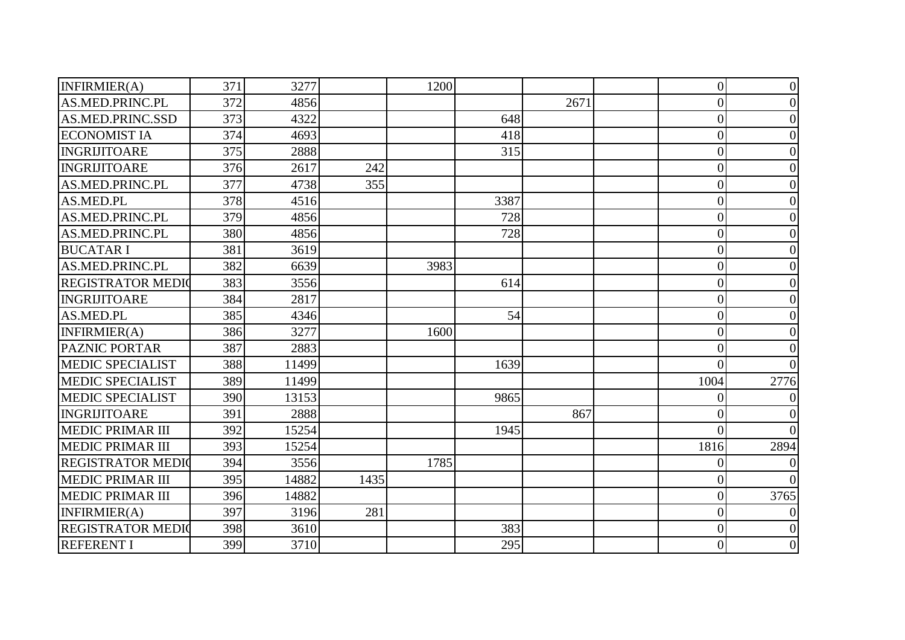| | | | | | | | | | |
|---|---|---|---|---|---|---|---|---|---|
| INFIRMIER(A) | 371 | 3277 | | 1200 | | | | 0 | 0 |
| AS.MED.PRINC.PL | 372 | 4856 | | | | 2671 | | 0 | 0 |
| AS.MED.PRINC.SSD | 373 | 4322 | | | 648 | | | 0 | 0 |
| ECONOMIST IA | 374 | 4693 | | | 418 | | | 0 | 0 |
| INGRIJITOARE | 375 | 2888 | | | 315 | | | 0 | 0 |
| INGRIJITOARE | 376 | 2617 | 242 | | | | | 0 | 0 |
| AS.MED.PRINC.PL | 377 | 4738 | 355 | | | | | 0 | 0 |
| AS.MED.PL | 378 | 4516 | | | 3387 | | | 0 | 0 |
| AS.MED.PRINC.PL | 379 | 4856 | | | 728 | | | 0 | 0 |
| AS.MED.PRINC.PL | 380 | 4856 | | | 728 | | | 0 | 0 |
| BUCATAR I | 381 | 3619 | | | | | | 0 | 0 |
| AS.MED.PRINC.PL | 382 | 6639 | | 3983 | | | | 0 | 0 |
| REGISTRATOR MEDIC | 383 | 3556 | | | 614 | | | 0 | 0 |
| INGRIJITOARE | 384 | 2817 | | | | | | 0 | 0 |
| AS.MED.PL | 385 | 4346 | | | 54 | | | 0 | 0 |
| INFIRMIER(A) | 386 | 3277 | | 1600 | | | | 0 | 0 |
| PAZNIC PORTAR | 387 | 2883 | | | | | | 0 | 0 |
| MEDIC SPECIALIST | 388 | 11499 | | | 1639 | | | 0 | 0 |
| MEDIC SPECIALIST | 389 | 11499 | | | | | | 1004 | 2776 |
| MEDIC SPECIALIST | 390 | 13153 | | | 9865 | | | 0 | 0 |
| INGRIJITOARE | 391 | 2888 | | | | 867 | | 0 | 0 |
| MEDIC PRIMAR III | 392 | 15254 | | | 1945 | | | 0 | 0 |
| MEDIC PRIMAR III | 393 | 15254 | | | | | | 1816 | 2894 |
| REGISTRATOR MEDIC | 394 | 3556 | | 1785 | | | | 0 | 0 |
| MEDIC PRIMAR III | 395 | 14882 | 1435 | | | | | 0 | 0 |
| MEDIC PRIMAR III | 396 | 14882 | | | | | | 0 | 3765 |
| INFIRMIER(A) | 397 | 3196 | 281 | | | | | 0 | 0 |
| REGISTRATOR MEDIC | 398 | 3610 | | | 383 | | | 0 | 0 |
| REFERENT I | 399 | 3710 | | | 295 | | | 0 | 0 |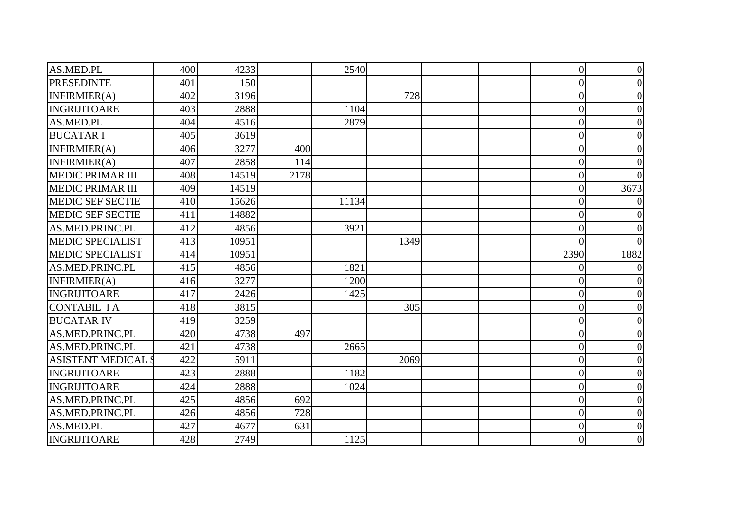| | | | | | | | | | |
|---|---|---|---|---|---|---|---|---|---|
| AS.MED.PL | 400 | 4233 | | 2540 | | | | 0 | 0 |
| PRESEDINTE | 401 | 150 | | | | | | 0 | 0 |
| INFIRMIER(A) | 402 | 3196 | | | 728 | | | 0 | 0 |
| INGRIJITOARE | 403 | 2888 | | 1104 | | | | 0 | 0 |
| AS.MED.PL | 404 | 4516 | | 2879 | | | | 0 | 0 |
| BUCATAR I | 405 | 3619 | | | | | | 0 | 0 |
| INFIRMIER(A) | 406 | 3277 | 400 | | | | | 0 | 0 |
| INFIRMIER(A) | 407 | 2858 | 114 | | | | | 0 | 0 |
| MEDIC PRIMAR III | 408 | 14519 | 2178 | | | | | 0 | 0 |
| MEDIC PRIMAR III | 409 | 14519 | | | | | | 0 | 3673 |
| MEDIC SEF SECTIE | 410 | 15626 | | 11134 | | | | 0 | 0 |
| MEDIC SEF SECTIE | 411 | 14882 | | | | | | 0 | 0 |
| AS.MED.PRINC.PL | 412 | 4856 | | 3921 | | | | 0 | 0 |
| MEDIC SPECIALIST | 413 | 10951 | | | 1349 | | | 0 | 0 |
| MEDIC SPECIALIST | 414 | 10951 | | | | | | 2390 | 1882 |
| AS.MED.PRINC.PL | 415 | 4856 | | 1821 | | | | 0 | 0 |
| INFIRMIER(A) | 416 | 3277 | | 1200 | | | | 0 | 0 |
| INGRIJITOARE | 417 | 2426 | | 1425 | | | | 0 | 0 |
| CONTABIL I A | 418 | 3815 | | | 305 | | | 0 | 0 |
| BUCATAR IV | 419 | 3259 | | | | | | 0 | 0 |
| AS.MED.PRINC.PL | 420 | 4738 | 497 | | | | | 0 | 0 |
| AS.MED.PRINC.PL | 421 | 4738 | | 2665 | | | | 0 | 0 |
| ASISTENT MEDICAL S | 422 | 5911 | | | 2069 | | | 0 | 0 |
| INGRIJITOARE | 423 | 2888 | | 1182 | | | | 0 | 0 |
| INGRIJITOARE | 424 | 2888 | | 1024 | | | | 0 | 0 |
| AS.MED.PRINC.PL | 425 | 4856 | 692 | | | | | 0 | 0 |
| AS.MED.PRINC.PL | 426 | 4856 | 728 | | | | | 0 | 0 |
| AS.MED.PL | 427 | 4677 | 631 | | | | | 0 | 0 |
| INGRIJITOARE | 428 | 2749 | | 1125 | | | | 0 | 0 |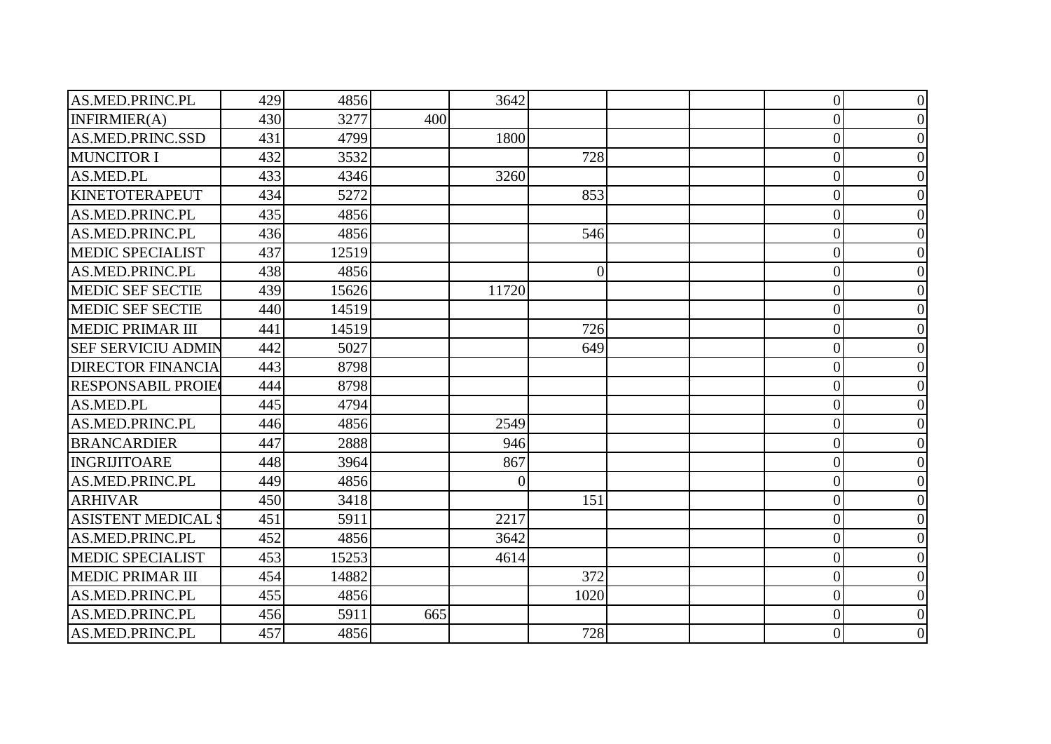| | | | | | | | | | |
|---|---|---|---|---|---|---|---|---|---|
| AS.MED.PRINC.PL | 429 | 4856 | | 3642 | | | | 0 | 0 |
| INFIRMIER(A) | 430 | 3277 | 400 | | | | | 0 | 0 |
| AS.MED.PRINC.SSD | 431 | 4799 | | 1800 | | | | 0 | 0 |
| MUNCITOR I | 432 | 3532 | | | 728 | | | 0 | 0 |
| AS.MED.PL | 433 | 4346 | | 3260 | | | | 0 | 0 |
| KINETOTERAPEUT | 434 | 5272 | | | 853 | | | 0 | 0 |
| AS.MED.PRINC.PL | 435 | 4856 | | | | | | 0 | 0 |
| AS.MED.PRINC.PL | 436 | 4856 | | | 546 | | | 0 | 0 |
| MEDIC SPECIALIST | 437 | 12519 | | | | | | 0 | 0 |
| AS.MED.PRINC.PL | 438 | 4856 | | | 0 | | | 0 | 0 |
| MEDIC SEF SECTIE | 439 | 15626 | | 11720 | | | | 0 | 0 |
| MEDIC SEF SECTIE | 440 | 14519 | | | | | | 0 | 0 |
| MEDIC PRIMAR III | 441 | 14519 | | | 726 | | | 0 | 0 |
| SEF SERVICIU ADMIN | 442 | 5027 | | | 649 | | | 0 | 0 |
| DIRECTOR FINANCIA | 443 | 8798 | | | | | | 0 | 0 |
| RESPONSABIL PROIE | 444 | 8798 | | | | | | 0 | 0 |
| AS.MED.PL | 445 | 4794 | | | | | | 0 | 0 |
| AS.MED.PRINC.PL | 446 | 4856 | | 2549 | | | | 0 | 0 |
| BRANCARDIER | 447 | 2888 | | 946 | | | | 0 | 0 |
| INGRIJITOARE | 448 | 3964 | | 867 | | | | 0 | 0 |
| AS.MED.PRINC.PL | 449 | 4856 | | 0 | | | | 0 | 0 |
| ARHIVAR | 450 | 3418 | | | 151 | | | 0 | 0 |
| ASISTENT MEDICAL S | 451 | 5911 | | 2217 | | | | 0 | 0 |
| AS.MED.PRINC.PL | 452 | 4856 | | 3642 | | | | 0 | 0 |
| MEDIC SPECIALIST | 453 | 15253 | | 4614 | | | | 0 | 0 |
| MEDIC PRIMAR III | 454 | 14882 | | | 372 | | | 0 | 0 |
| AS.MED.PRINC.PL | 455 | 4856 | | | 1020 | | | 0 | 0 |
| AS.MED.PRINC.PL | 456 | 5911 | 665 | | | | | 0 | 0 |
| AS.MED.PRINC.PL | 457 | 4856 | | | 728 | | | 0 | 0 |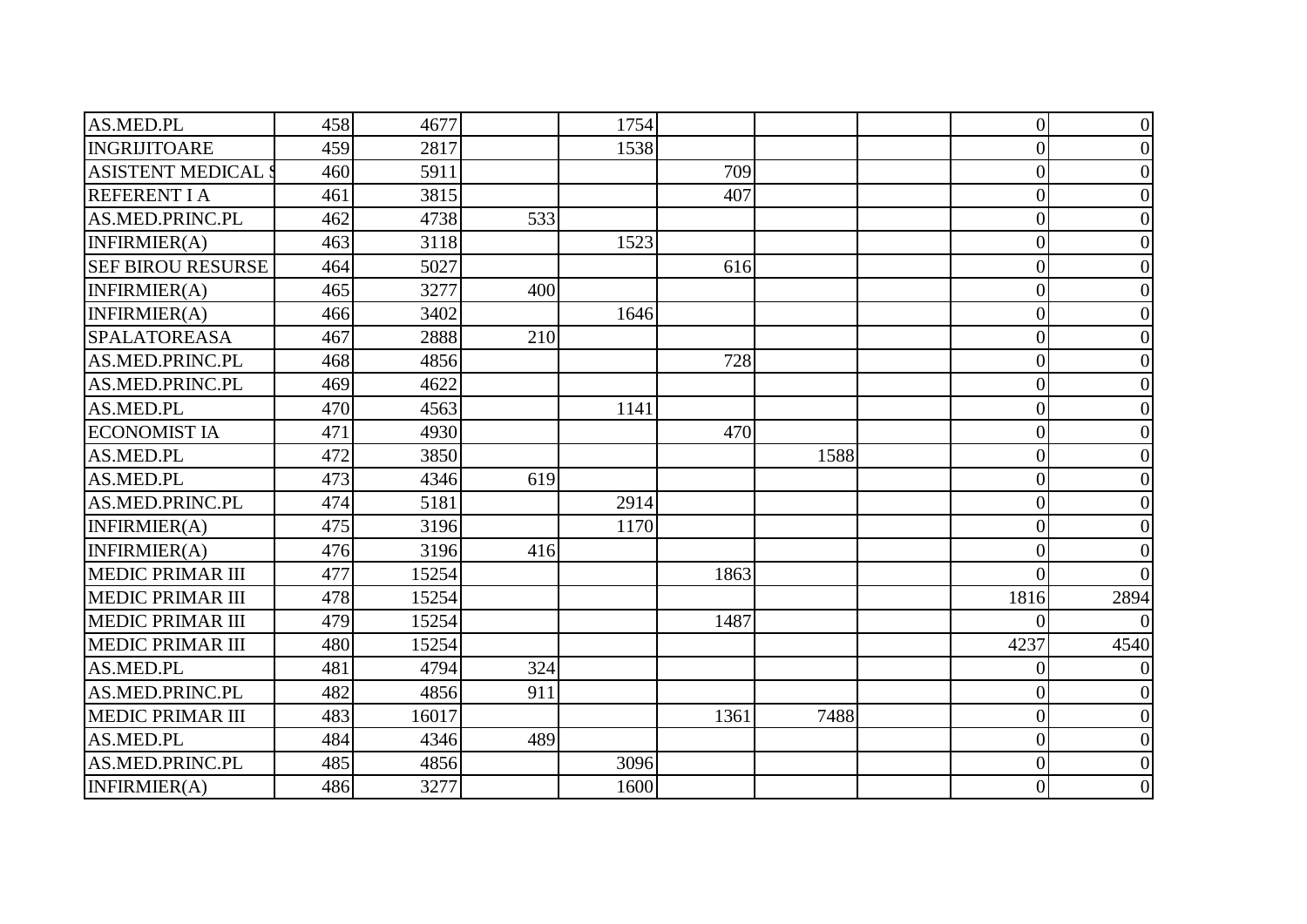| | | | | | | | | | |
|---|---|---|---|---|---|---|---|---|---|
| AS.MED.PL | 458 | 4677 | | 1754 | | | | 0 | 0 |
| INGRIJITOARE | 459 | 2817 | | 1538 | | | | 0 | 0 |
| ASISTENT MEDICAL S | 460 | 5911 | | | 709 | | | 0 | 0 |
| REFERENT I A | 461 | 3815 | | | 407 | | | 0 | 0 |
| AS.MED.PRINC.PL | 462 | 4738 | 533 | | | | | 0 | 0 |
| INFIRMIER(A) | 463 | 3118 | | 1523 | | | | 0 | 0 |
| SEF BIROU RESURSE | 464 | 5027 | | | 616 | | | 0 | 0 |
| INFIRMIER(A) | 465 | 3277 | 400 | | | | | 0 | 0 |
| INFIRMIER(A) | 466 | 3402 | | 1646 | | | | 0 | 0 |
| SPALATOREASA | 467 | 2888 | 210 | | | | | 0 | 0 |
| AS.MED.PRINC.PL | 468 | 4856 | | | 728 | | | 0 | 0 |
| AS.MED.PRINC.PL | 469 | 4622 | | | | | | 0 | 0 |
| AS.MED.PL | 470 | 4563 | | 1141 | | | | 0 | 0 |
| ECONOMIST IA | 471 | 4930 | | | 470 | | | 0 | 0 |
| AS.MED.PL | 472 | 3850 | | | | 1588 | | 0 | 0 |
| AS.MED.PL | 473 | 4346 | 619 | | | | | 0 | 0 |
| AS.MED.PRINC.PL | 474 | 5181 | | 2914 | | | | 0 | 0 |
| INFIRMIER(A) | 475 | 3196 | | 1170 | | | | 0 | 0 |
| INFIRMIER(A) | 476 | 3196 | 416 | | | | | 0 | 0 |
| MEDIC PRIMAR III | 477 | 15254 | | | 1863 | | | 0 | 0 |
| MEDIC PRIMAR III | 478 | 15254 | | | | | | 1816 | 2894 |
| MEDIC PRIMAR III | 479 | 15254 | | | 1487 | | | 0 | 0 |
| MEDIC PRIMAR III | 480 | 15254 | | | | | | 4237 | 4540 |
| AS.MED.PL | 481 | 4794 | 324 | | | | | 0 | 0 |
| AS.MED.PRINC.PL | 482 | 4856 | 911 | | | | | 0 | 0 |
| MEDIC PRIMAR III | 483 | 16017 | | | 1361 | 7488 | | 0 | 0 |
| AS.MED.PL | 484 | 4346 | 489 | | | | | 0 | 0 |
| AS.MED.PRINC.PL | 485 | 4856 | | 3096 | | | | 0 | 0 |
| INFIRMIER(A) | 486 | 3277 | | 1600 | | | | 0 | 0 |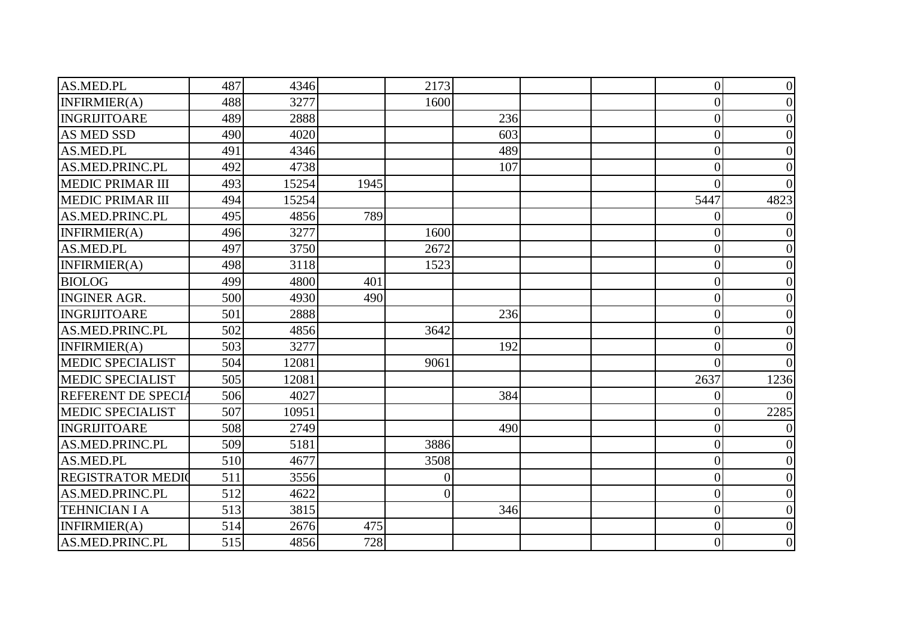| | | | | | | | | | |
|---|---|---|---|---|---|---|---|---|---|
| AS.MED.PL | 487 | 4346 | | 2173 | | | | 0 | 0 |
| INFIRMIER(A) | 488 | 3277 | | 1600 | | | | 0 | 0 |
| INGRIJITOARE | 489 | 2888 | | | 236 | | | 0 | 0 |
| AS MED SSD | 490 | 4020 | | | 603 | | | 0 | 0 |
| AS.MED.PL | 491 | 4346 | | | 489 | | | 0 | 0 |
| AS.MED.PRINC.PL | 492 | 4738 | | | 107 | | | 0 | 0 |
| MEDIC PRIMAR III | 493 | 15254 | 1945 | | | | | 0 | 0 |
| MEDIC PRIMAR III | 494 | 15254 | | | | | | 5447 | 4823 |
| AS.MED.PRINC.PL | 495 | 4856 | 789 | | | | | 0 | 0 |
| INFIRMIER(A) | 496 | 3277 | | 1600 | | | | 0 | 0 |
| AS.MED.PL | 497 | 3750 | | 2672 | | | | 0 | 0 |
| INFIRMIER(A) | 498 | 3118 | | 1523 | | | | 0 | 0 |
| BIOLOG | 499 | 4800 | 401 | | | | | 0 | 0 |
| INGINER AGR. | 500 | 4930 | 490 | | | | | 0 | 0 |
| INGRIJITOARE | 501 | 2888 | | | 236 | | | 0 | 0 |
| AS.MED.PRINC.PL | 502 | 4856 | | 3642 | | | | 0 | 0 |
| INFIRMIER(A) | 503 | 3277 | | | 192 | | | 0 | 0 |
| MEDIC SPECIALIST | 504 | 12081 | | 9061 | | | | 0 | 0 |
| MEDIC SPECIALIST | 505 | 12081 | | | | | | 2637 | 1236 |
| REFERENT DE SPECIA | 506 | 4027 | | | 384 | | | 0 | 0 |
| MEDIC SPECIALIST | 507 | 10951 | | | | | | 0 | 2285 |
| INGRIJITOARE | 508 | 2749 | | | 490 | | | 0 | 0 |
| AS.MED.PRINC.PL | 509 | 5181 | | 3886 | | | | 0 | 0 |
| AS.MED.PL | 510 | 4677 | | 3508 | | | | 0 | 0 |
| REGISTRATOR MEDIC | 511 | 3556 | | 0 | | | | 0 | 0 |
| AS.MED.PRINC.PL | 512 | 4622 | | 0 | | | | 0 | 0 |
| TEHNICIAN I A | 513 | 3815 | | | 346 | | | 0 | 0 |
| INFIRMIER(A) | 514 | 2676 | 475 | | | | | 0 | 0 |
| AS.MED.PRINC.PL | 515 | 4856 | 728 | | | | | 0 | 0 |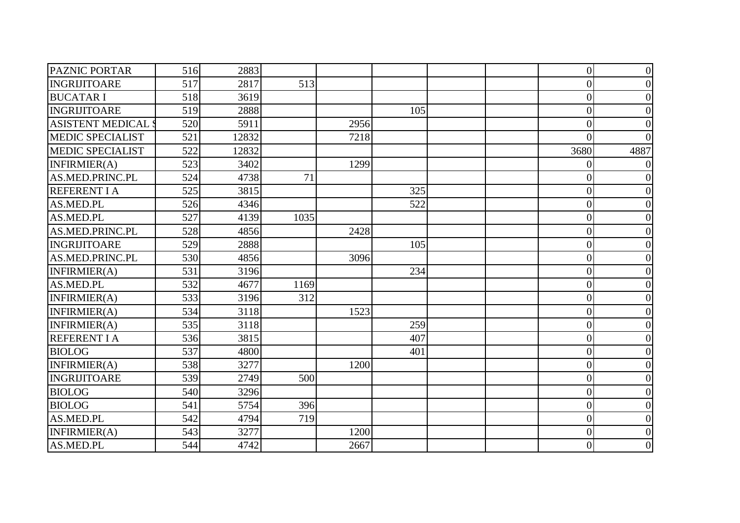| | | | | | | | | | |
|---|---|---|---|---|---|---|---|---|---|
| PAZNIC PORTAR | 516 | 2883 | | | | | | 0 | 0 |
| INGRIJITOARE | 517 | 2817 | 513 | | | | | 0 | 0 |
| BUCATAR I | 518 | 3619 | | | | | | 0 | 0 |
| INGRIJITOARE | 519 | 2888 | | | 105 | | | 0 | 0 |
| ASISTENT MEDICAL S | 520 | 5911 | | 2956 | | | | 0 | 0 |
| MEDIC SPECIALIST | 521 | 12832 | | 7218 | | | | 0 | 0 |
| MEDIC SPECIALIST | 522 | 12832 | | | | | | 3680 | 4887 |
| INFIRMIER(A) | 523 | 3402 | | 1299 | | | | 0 | 0 |
| AS.MED.PRINC.PL | 524 | 4738 | 71 | | | | | 0 | 0 |
| REFERENT I A | 525 | 3815 | | | 325 | | | 0 | 0 |
| AS.MED.PL | 526 | 4346 | | | 522 | | | 0 | 0 |
| AS.MED.PL | 527 | 4139 | 1035 | | | | | 0 | 0 |
| AS.MED.PRINC.PL | 528 | 4856 | | 2428 | | | | 0 | 0 |
| INGRIJITOARE | 529 | 2888 | | | 105 | | | 0 | 0 |
| AS.MED.PRINC.PL | 530 | 4856 | | 3096 | | | | 0 | 0 |
| INFIRMIER(A) | 531 | 3196 | | | 234 | | | 0 | 0 |
| AS.MED.PL | 532 | 4677 | 1169 | | | | | 0 | 0 |
| INFIRMIER(A) | 533 | 3196 | 312 | | | | | 0 | 0 |
| INFIRMIER(A) | 534 | 3118 | | 1523 | | | | 0 | 0 |
| INFIRMIER(A) | 535 | 3118 | | | 259 | | | 0 | 0 |
| REFERENT I A | 536 | 3815 | | | 407 | | | 0 | 0 |
| BIOLOG | 537 | 4800 | | | 401 | | | 0 | 0 |
| INFIRMIER(A) | 538 | 3277 | | 1200 | | | | 0 | 0 |
| INGRIJITOARE | 539 | 2749 | 500 | | | | | 0 | 0 |
| BIOLOG | 540 | 3296 | | | | | | 0 | 0 |
| BIOLOG | 541 | 5754 | 396 | | | | | 0 | 0 |
| AS.MED.PL | 542 | 4794 | 719 | | | | | 0 | 0 |
| INFIRMIER(A) | 543 | 3277 | | 1200 | | | | 0 | 0 |
| AS.MED.PL | 544 | 4742 | | 2667 | | | | 0 | 0 |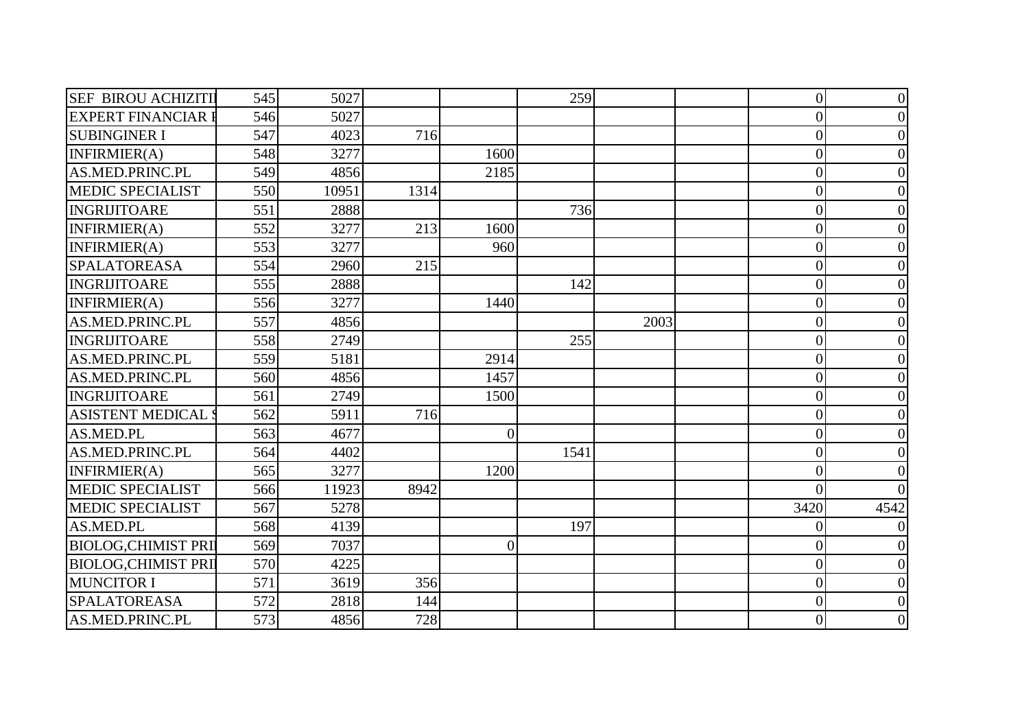| | | | | | | | | | | |
|---|---|---|---|---|---|---|---|---|---|---|
| SEF BIROU ACHIZITI | 545 | 5027 | | | 259 | | | | 0 | 0 |
| EXPERT FINANCIAR I | 546 | 5027 | | | | | | | 0 | 0 |
| SUBINGINER I | 547 | 4023 | 716 | | | | | | 0 | 0 |
| INFIRMIER(A) | 548 | 3277 | | 1600 | | | | | 0 | 0 |
| AS.MED.PRINC.PL | 549 | 4856 | | 2185 | | | | | 0 | 0 |
| MEDIC SPECIALIST | 550 | 10951 | 1314 | | | | | | 0 | 0 |
| INGRIJITOARE | 551 | 2888 | | | 736 | | | | 0 | 0 |
| INFIRMIER(A) | 552 | 3277 | 213 | 1600 | | | | | 0 | 0 |
| INFIRMIER(A) | 553 | 3277 | | 960 | | | | | 0 | 0 |
| SPALATOREASA | 554 | 2960 | 215 | | | | | | 0 | 0 |
| INGRIJITOARE | 555 | 2888 | | | 142 | | | | 0 | 0 |
| INFIRMIER(A) | 556 | 3277 | | 1440 | | | | | 0 | 0 |
| AS.MED.PRINC.PL | 557 | 4856 | | | | 2003 | | | 0 | 0 |
| INGRIJITOARE | 558 | 2749 | | | 255 | | | | 0 | 0 |
| AS.MED.PRINC.PL | 559 | 5181 | | 2914 | | | | | 0 | 0 |
| AS.MED.PRINC.PL | 560 | 4856 | | 1457 | | | | | 0 | 0 |
| INGRIJITOARE | 561 | 2749 | | 1500 | | | | | 0 | 0 |
| ASISTENT MEDICAL S | 562 | 5911 | 716 | | | | | | 0 | 0 |
| AS.MED.PL | 563 | 4677 | | 0 | | | | | 0 | 0 |
| AS.MED.PRINC.PL | 564 | 4402 | | | 1541 | | | | 0 | 0 |
| INFIRMIER(A) | 565 | 3277 | | 1200 | | | | | 0 | 0 |
| MEDIC SPECIALIST | 566 | 11923 | 8942 | | | | | | 0 | 0 |
| MEDIC SPECIALIST | 567 | 5278 | | | | | | | 3420 | 4542 |
| AS.MED.PL | 568 | 4139 | | | 197 | | | | 0 | 0 |
| BIOLOG,CHIMIST PRI | 569 | 7037 | | 0 | | | | | 0 | 0 |
| BIOLOG,CHIMIST PRI | 570 | 4225 | | | | | | | 0 | 0 |
| MUNCITOR I | 571 | 3619 | 356 | | | | | | 0 | 0 |
| SPALATOREASA | 572 | 2818 | 144 | | | | | | 0 | 0 |
| AS.MED.PRINC.PL | 573 | 4856 | 728 | | | | | | 0 | 0 |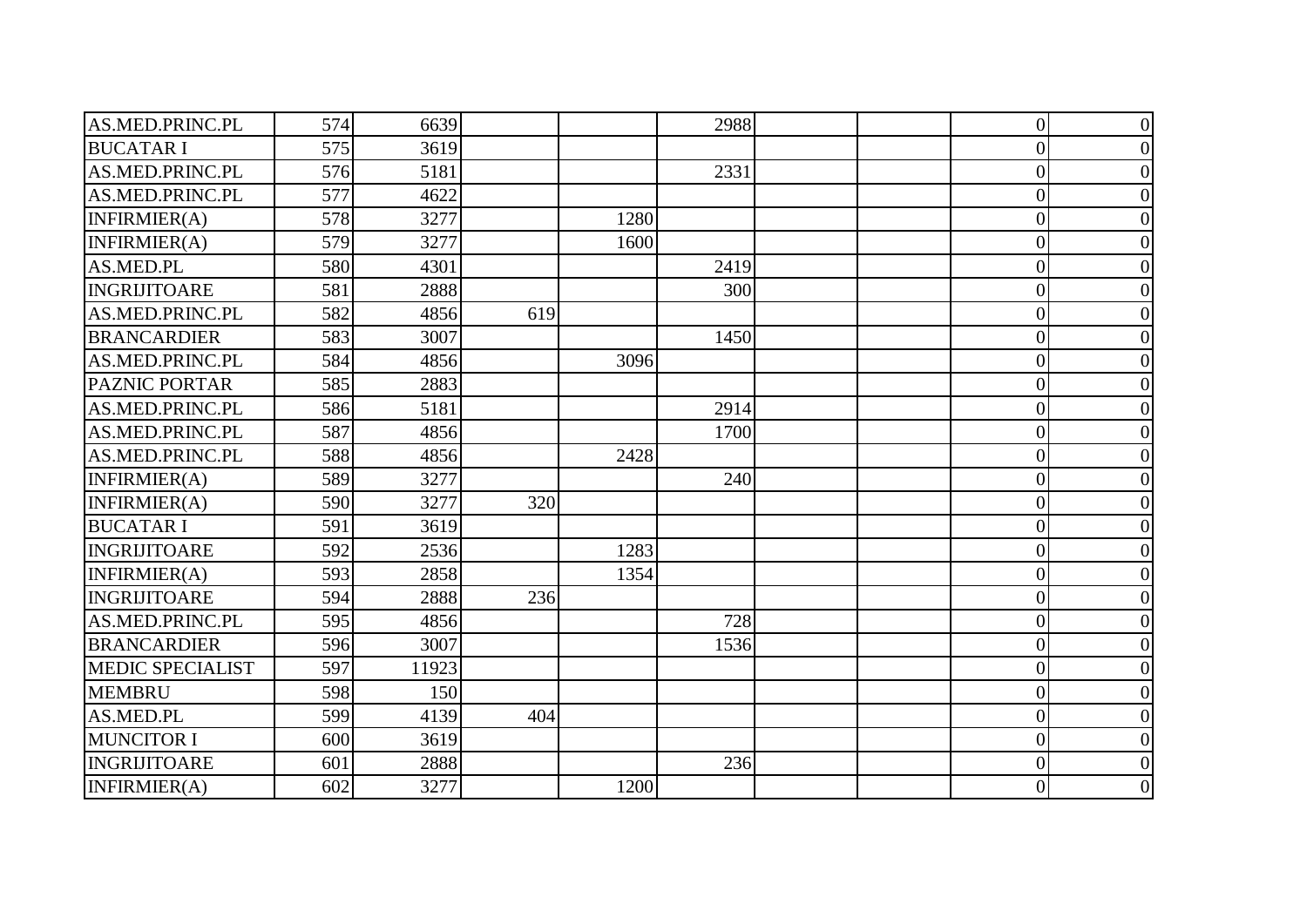|  |  |  |  |  |  |  |  |  |  |
|---|---|---|---|---|---|---|---|---|---|
| AS.MED.PRINC.PL | 574 | 6639 |  |  | 2988 |  |  | 0 | 0 |
| BUCATAR I | 575 | 3619 |  |  |  |  |  | 0 | 0 |
| AS.MED.PRINC.PL | 576 | 5181 |  |  | 2331 |  |  | 0 | 0 |
| AS.MED.PRINC.PL | 577 | 4622 |  |  |  |  |  | 0 | 0 |
| INFIRMIER(A) | 578 | 3277 |  | 1280 |  |  |  | 0 | 0 |
| INFIRMIER(A) | 579 | 3277 |  | 1600 |  |  |  | 0 | 0 |
| AS.MED.PL | 580 | 4301 |  |  | 2419 |  |  | 0 | 0 |
| INGRIJITOARE | 581 | 2888 |  |  | 300 |  |  | 0 | 0 |
| AS.MED.PRINC.PL | 582 | 4856 | 619 |  |  |  |  | 0 | 0 |
| BRANCARDIER | 583 | 3007 |  |  | 1450 |  |  | 0 | 0 |
| AS.MED.PRINC.PL | 584 | 4856 |  | 3096 |  |  |  | 0 | 0 |
| PAZNIC PORTAR | 585 | 2883 |  |  |  |  |  | 0 | 0 |
| AS.MED.PRINC.PL | 586 | 5181 |  |  | 2914 |  |  | 0 | 0 |
| AS.MED.PRINC.PL | 587 | 4856 |  |  | 1700 |  |  | 0 | 0 |
| AS.MED.PRINC.PL | 588 | 4856 |  | 2428 |  |  |  | 0 | 0 |
| INFIRMIER(A) | 589 | 3277 |  |  | 240 |  |  | 0 | 0 |
| INFIRMIER(A) | 590 | 3277 | 320 |  |  |  |  | 0 | 0 |
| BUCATAR I | 591 | 3619 |  |  |  |  |  | 0 | 0 |
| INGRIJITOARE | 592 | 2536 |  | 1283 |  |  |  | 0 | 0 |
| INFIRMIER(A) | 593 | 2858 |  | 1354 |  |  |  | 0 | 0 |
| INGRIJITOARE | 594 | 2888 | 236 |  |  |  |  | 0 | 0 |
| AS.MED.PRINC.PL | 595 | 4856 |  |  | 728 |  |  | 0 | 0 |
| BRANCARDIER | 596 | 3007 |  |  | 1536 |  |  | 0 | 0 |
| MEDIC SPECIALIST | 597 | 11923 |  |  |  |  |  | 0 | 0 |
| MEMBRU | 598 | 150 |  |  |  |  |  | 0 | 0 |
| AS.MED.PL | 599 | 4139 | 404 |  |  |  |  | 0 | 0 |
| MUNCITOR I | 600 | 3619 |  |  |  |  |  | 0 | 0 |
| INGRIJITOARE | 601 | 2888 |  |  | 236 |  |  | 0 | 0 |
| INFIRMIER(A) | 602 | 3277 |  | 1200 |  |  |  | 0 | 0 |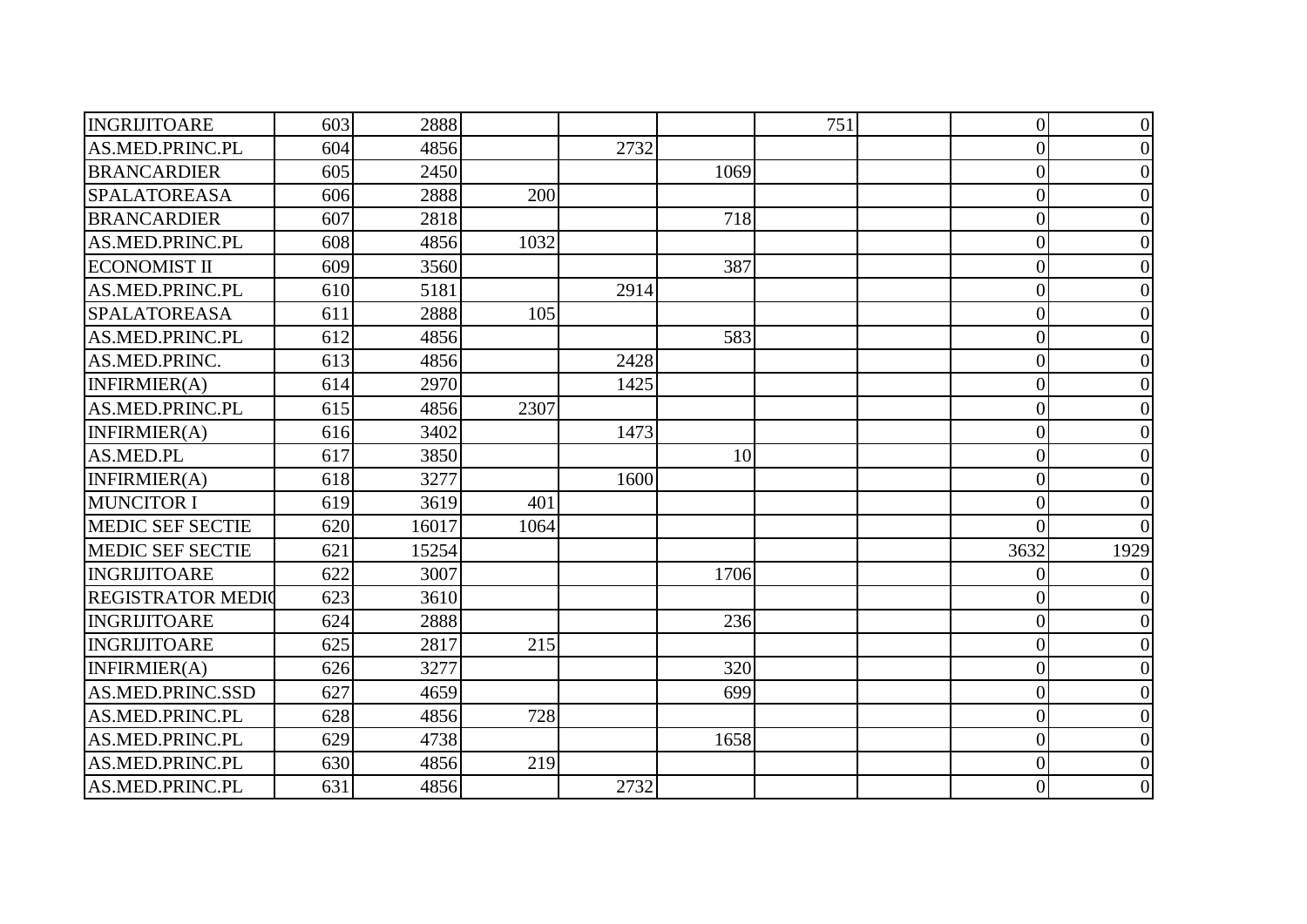| | | | | | | | | | |
|---|---|---|---|---|---|---|---|---|---|
| INGRIJITOARE | 603 | 2888 | | | | 751 | | 0 | 0 |
| AS.MED.PRINC.PL | 604 | 4856 | | 2732 | | | | 0 | 0 |
| BRANCARDIER | 605 | 2450 | | | 1069 | | | 0 | 0 |
| SPALATOREASA | 606 | 2888 | 200 | | | | | 0 | 0 |
| BRANCARDIER | 607 | 2818 | | | 718 | | | 0 | 0 |
| AS.MED.PRINC.PL | 608 | 4856 | 1032 | | | | | 0 | 0 |
| ECONOMIST II | 609 | 3560 | | | 387 | | | 0 | 0 |
| AS.MED.PRINC.PL | 610 | 5181 | | 2914 | | | | 0 | 0 |
| SPALATOREASA | 611 | 2888 | 105 | | | | | 0 | 0 |
| AS.MED.PRINC.PL | 612 | 4856 | | | 583 | | | 0 | 0 |
| AS.MED.PRINC. | 613 | 4856 | | 2428 | | | | 0 | 0 |
| INFIRMIER(A) | 614 | 2970 | | 1425 | | | | 0 | 0 |
| AS.MED.PRINC.PL | 615 | 4856 | 2307 | | | | | 0 | 0 |
| INFIRMIER(A) | 616 | 3402 | | 1473 | | | | 0 | 0 |
| AS.MED.PL | 617 | 3850 | | | 10 | | | 0 | 0 |
| INFIRMIER(A) | 618 | 3277 | | 1600 | | | | 0 | 0 |
| MUNCITOR I | 619 | 3619 | 401 | | | | | 0 | 0 |
| MEDIC SEF SECTIE | 620 | 16017 | 1064 | | | | | 0 | 0 |
| MEDIC SEF SECTIE | 621 | 15254 | | | | | | 3632 | 1929 |
| INGRIJITOARE | 622 | 3007 | | | 1706 | | | 0 | 0 |
| REGISTRATOR MEDIC | 623 | 3610 | | | | | | 0 | 0 |
| INGRIJITOARE | 624 | 2888 | | | 236 | | | 0 | 0 |
| INGRIJITOARE | 625 | 2817 | 215 | | | | | 0 | 0 |
| INFIRMIER(A) | 626 | 3277 | | | 320 | | | 0 | 0 |
| AS.MED.PRINC.SSD | 627 | 4659 | | | 699 | | | 0 | 0 |
| AS.MED.PRINC.PL | 628 | 4856 | 728 | | | | | 0 | 0 |
| AS.MED.PRINC.PL | 629 | 4738 | | | 1658 | | | 0 | 0 |
| AS.MED.PRINC.PL | 630 | 4856 | 219 | | | | | 0 | 0 |
| AS.MED.PRINC.PL | 631 | 4856 | | 2732 | | | | 0 | 0 |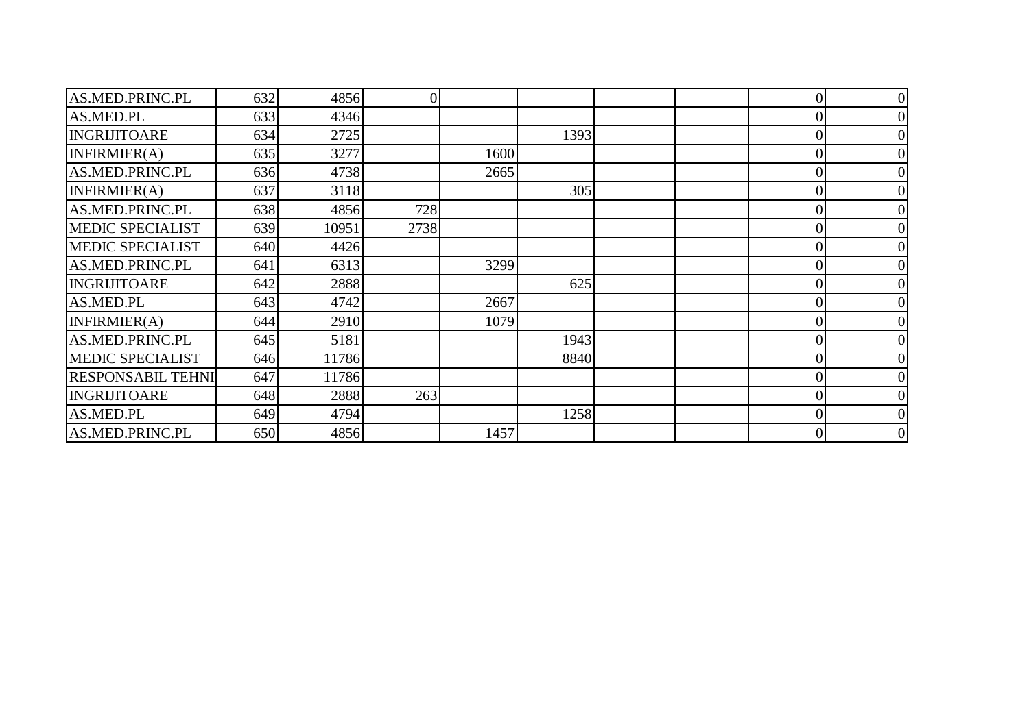| | | | | | | | | | |
|---|---|---|---|---|---|---|---|---|---|
| AS.MED.PRINC.PL | 632 | 4856 | 0 | | | | | 0 | 0 |
| AS.MED.PL | 633 | 4346 | | | | | | 0 | 0 |
| INGRIJITOARE | 634 | 2725 | | | 1393 | | | 0 | 0 |
| INFIRMIER(A) | 635 | 3277 | | 1600 | | | | 0 | 0 |
| AS.MED.PRINC.PL | 636 | 4738 | | 2665 | | | | 0 | 0 |
| INFIRMIER(A) | 637 | 3118 | | | 305 | | | 0 | 0 |
| AS.MED.PRINC.PL | 638 | 4856 | 728 | | | | | 0 | 0 |
| MEDIC SPECIALIST | 639 | 10951 | 2738 | | | | | 0 | 0 |
| MEDIC SPECIALIST | 640 | 4426 | | | | | | 0 | 0 |
| AS.MED.PRINC.PL | 641 | 6313 | | 3299 | | | | 0 | 0 |
| INGRIJITOARE | 642 | 2888 | | | 625 | | | 0 | 0 |
| AS.MED.PL | 643 | 4742 | | 2667 | | | | 0 | 0 |
| INFIRMIER(A) | 644 | 2910 | | 1079 | | | | 0 | 0 |
| AS.MED.PRINC.PL | 645 | 5181 | | | 1943 | | | 0 | 0 |
| MEDIC SPECIALIST | 646 | 11786 | | | 8840 | | | 0 | 0 |
| RESPONSABIL TEHNI | 647 | 11786 | | | | | | 0 | 0 |
| INGRIJITOARE | 648 | 2888 | 263 | | | | | 0 | 0 |
| AS.MED.PL | 649 | 4794 | | | 1258 | | | 0 | 0 |
| AS.MED.PRINC.PL | 650 | 4856 | | 1457 | | | | 0 | 0 |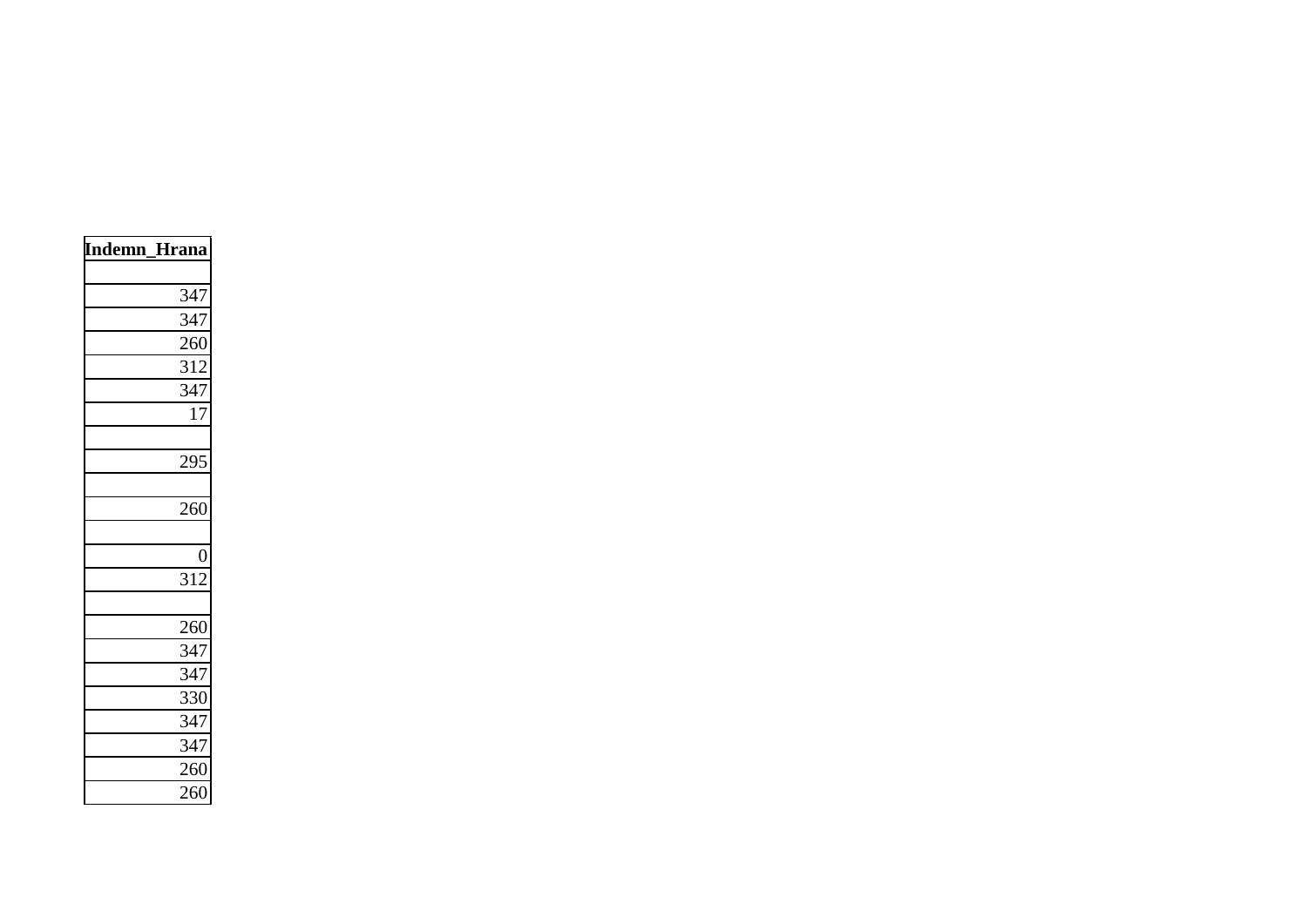| Indemn_Hrana |
|---:|
| |
| 347 |
| 347 |
| 260 |
| 312 |
| 347 |
| 17 |
| |
| 295 |
| |
| 260 |
| |
| 0 |
| 312 |
| |
| 260 |
| 347 |
| 347 |
| 330 |
| 347 |
| 347 |
| 260 |
| 260 |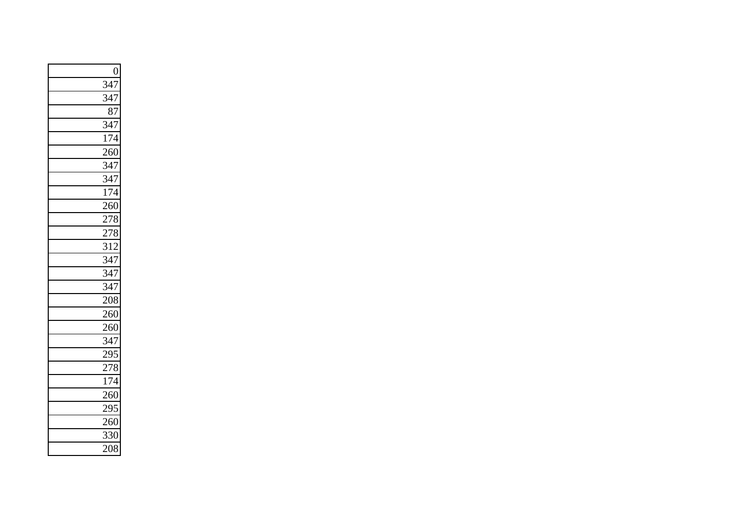| 0 |
| ---: |
| 347 |
| 347 |
| 87 |
| 347 |
| 174 |
| 260 |
| 347 |
| 347 |
| 174 |
| 260 |
| 278 |
| 278 |
| 312 |
| 347 |
| 347 |
| 347 |
| 208 |
| 260 |
| 260 |
| 347 |
| 295 |
| 278 |
| 174 |
| 260 |
| 295 |
| 260 |
| 330 |
| 208 |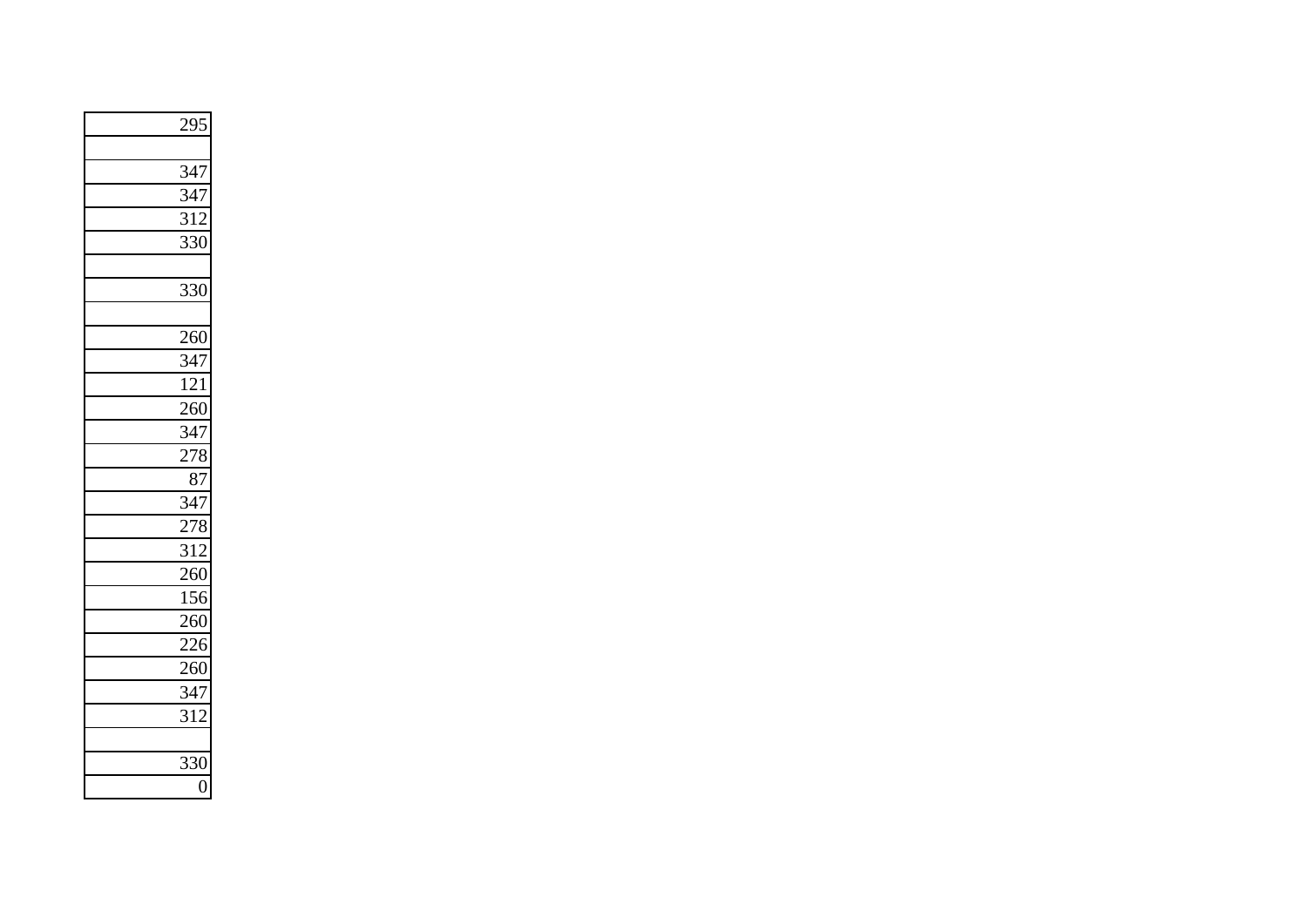| |
|---|
| 295 |
| |
| 347 |
| 347 |
| 312 |
| 330 |
| |
| 330 |
| |
| 260 |
| 347 |
| 121 |
| 260 |
| 347 |
| 278 |
| 87 |
| 347 |
| 278 |
| 312 |
| 260 |
| 156 |
| 260 |
| 226 |
| 260 |
| 347 |
| 312 |
| |
| 330 |
| 0 |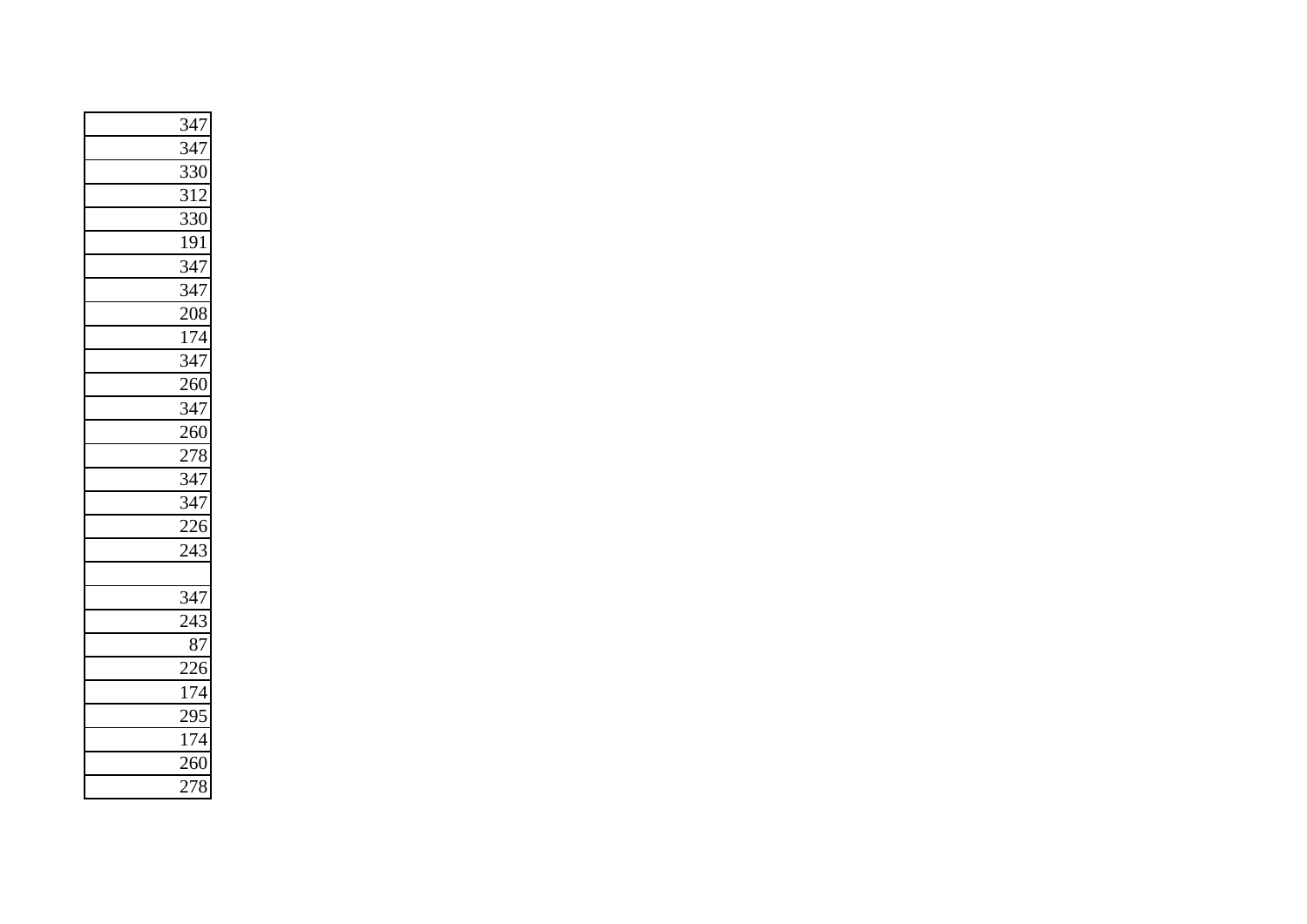| |
|---|
| 347 |
| 347 |
| 330 |
| 312 |
| 330 |
| 191 |
| 347 |
| 347 |
| 208 |
| 174 |
| 347 |
| 260 |
| 347 |
| 260 |
| 278 |
| 347 |
| 347 |
| 226 |
| 243 |
| |
| 347 |
| 243 |
| 87 |
| 226 |
| 174 |
| 295 |
| 174 |
| 260 |
| 278 |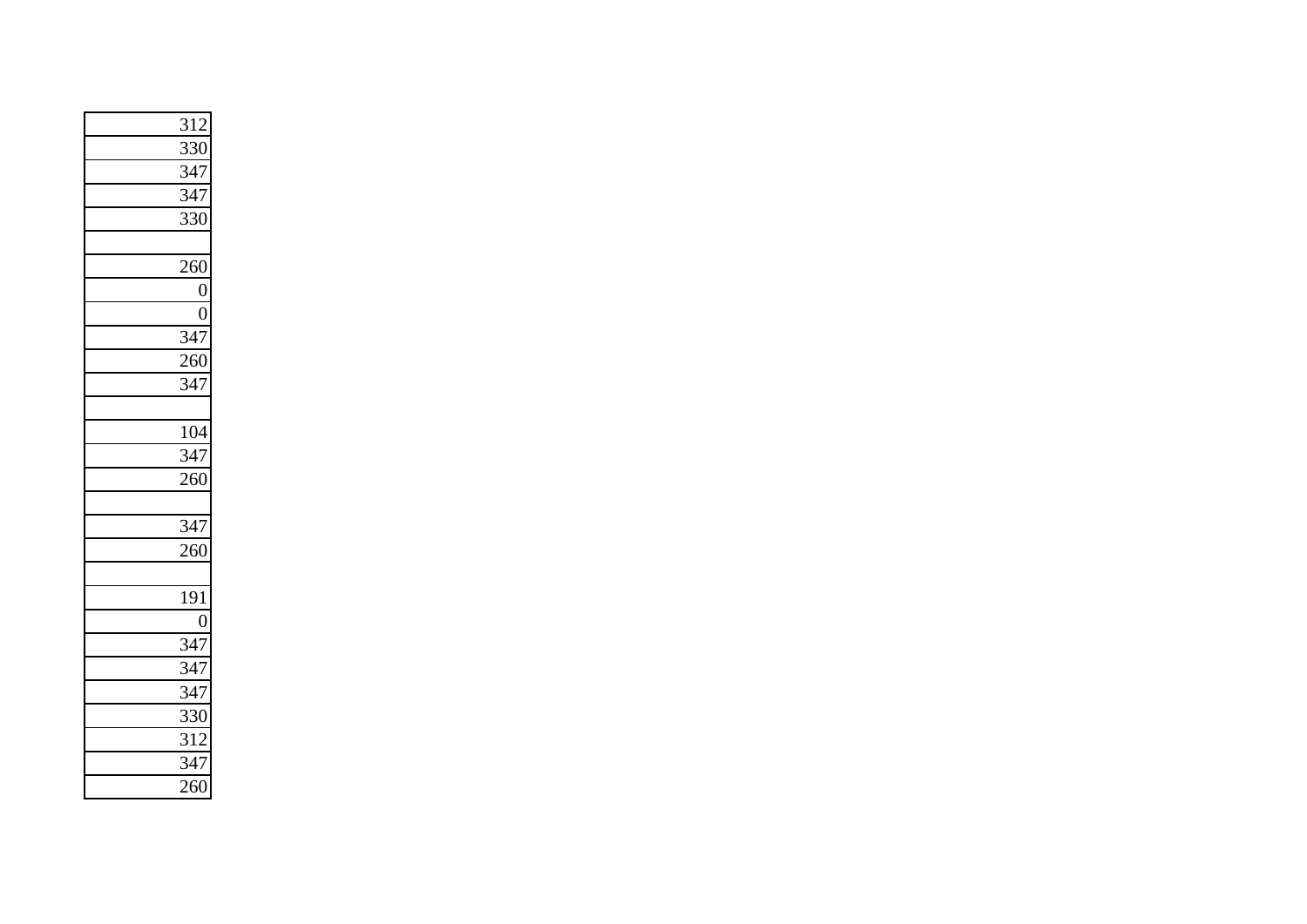| |
|---|
| 312 |
| 330 |
| 347 |
| 347 |
| 330 |
| |
| 260 |
| 0 |
| 0 |
| 347 |
| 260 |
| 347 |
| |
| 104 |
| 347 |
| 260 |
| |
| 347 |
| 260 |
| |
| 191 |
| 0 |
| 347 |
| 347 |
| 347 |
| 330 |
| 312 |
| 347 |
| 260 |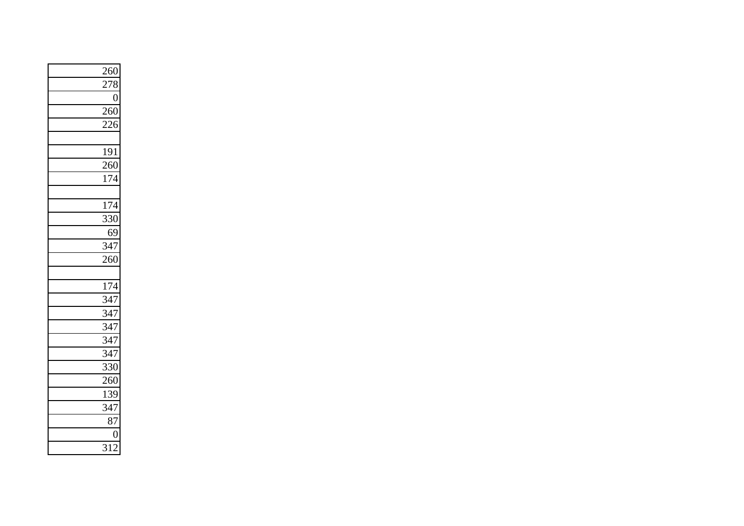| |
|---|
| 260 |
| 278 |
| 0 |
| 260 |
| 226 |
| |
| 191 |
| 260 |
| 174 |
| |
| 174 |
| 330 |
| 69 |
| 347 |
| 260 |
| |
| 174 |
| 347 |
| 347 |
| 347 |
| 347 |
| 347 |
| 330 |
| 260 |
| 139 |
| 347 |
| 87 |
| 0 |
| 312 |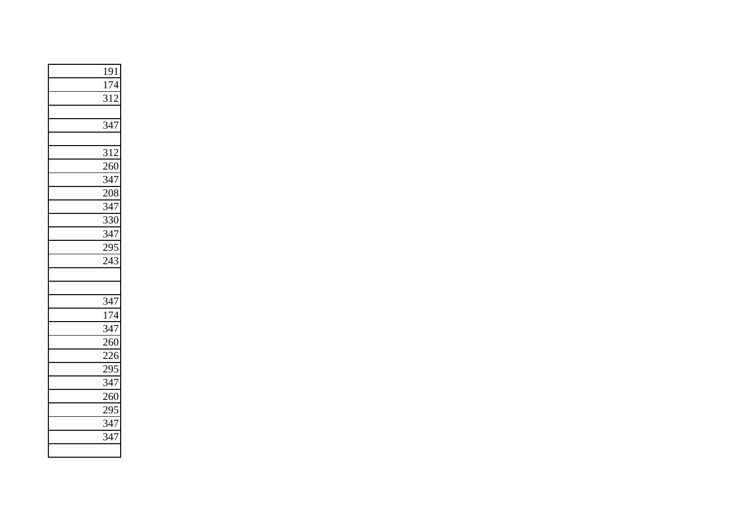| 191 |
| ---: |
| 174 |
| 312 |
| |
| 347 |
| |
| 312 |
| 260 |
| 347 |
| 208 |
| 347 |
| 330 |
| 347 |
| 295 |
| 243 |
| |
| |
| 347 |
| 174 |
| 347 |
| 260 |
| 226 |
| 295 |
| 347 |
| 260 |
| 295 |
| 347 |
| 347 |
| |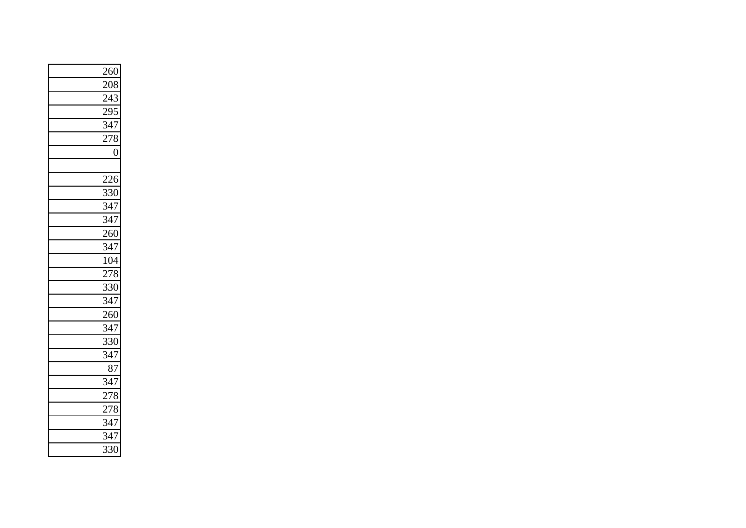| |
|---|
| 260 |
| 208 |
| 243 |
| 295 |
| 347 |
| 278 |
| 0 |
| |
| 226 |
| 330 |
| 347 |
| 347 |
| 260 |
| 347 |
| 104 |
| 278 |
| 330 |
| 347 |
| 260 |
| 347 |
| 330 |
| 347 |
| 87 |
| 347 |
| 278 |
| 278 |
| 347 |
| 347 |
| 330 |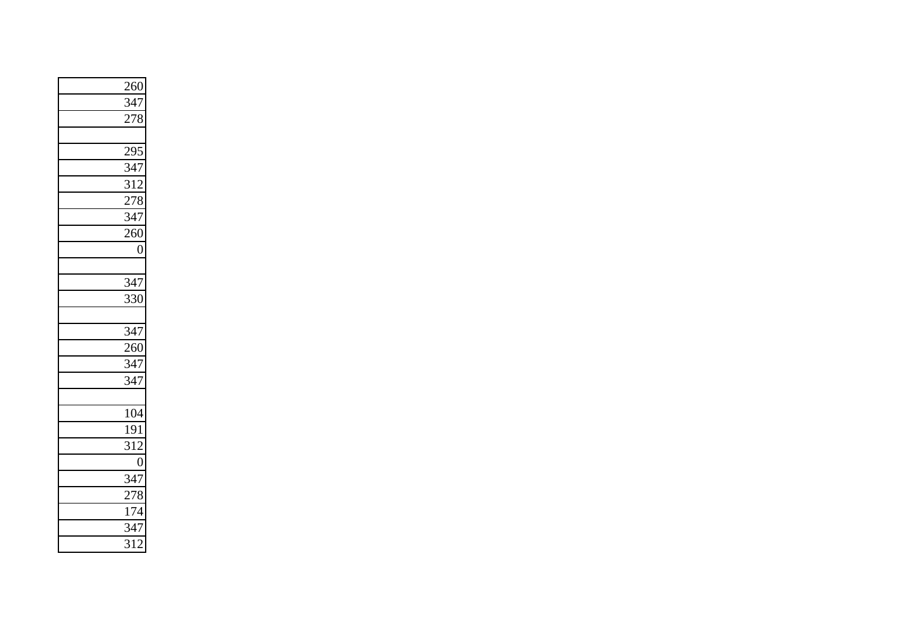| |
|---|
| 260 |
| 347 |
| 278 |
| |
| 295 |
| 347 |
| 312 |
| 278 |
| 347 |
| 260 |
| 0 |
| |
| 347 |
| 330 |
| |
| 347 |
| 260 |
| 347 |
| 347 |
| |
| 104 |
| 191 |
| 312 |
| 0 |
| 347 |
| 278 |
| 174 |
| 347 |
| 312 |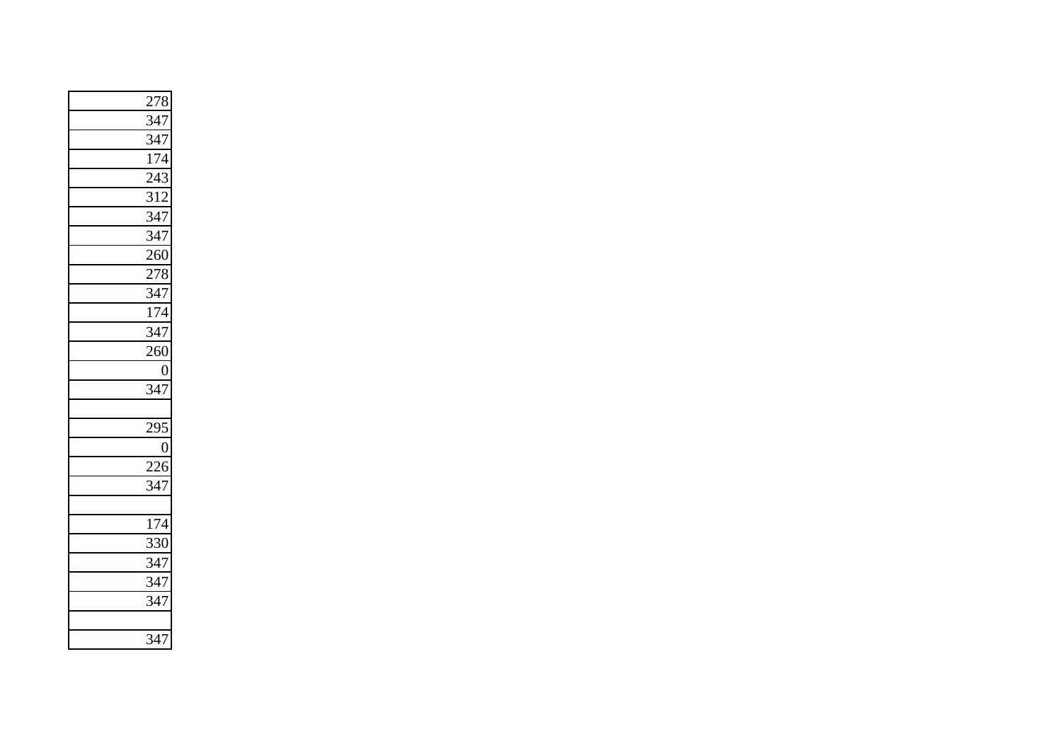| |
|---|
| 278 |
| 347 |
| 347 |
| 174 |
| 243 |
| 312 |
| 347 |
| 347 |
| 260 |
| 278 |
| 347 |
| 174 |
| 347 |
| 260 |
| 0 |
| 347 |
| |
| 295 |
| 0 |
| 226 |
| 347 |
| |
| 174 |
| 330 |
| 347 |
| 347 |
| 347 |
| |
| 347 |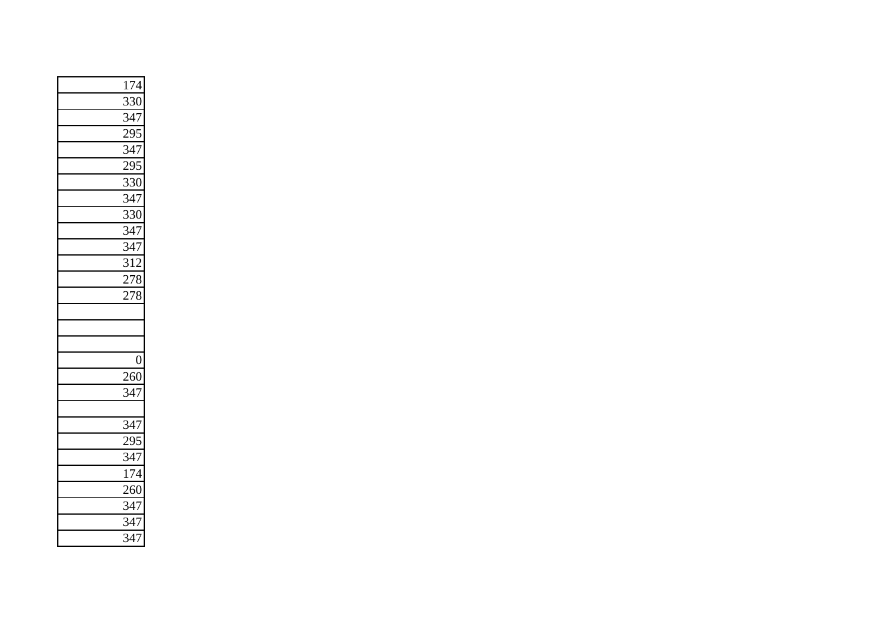| |
|---|
| 174 |
| 330 |
| 347 |
| 295 |
| 347 |
| 295 |
| 330 |
| 347 |
| 330 |
| 347 |
| 347 |
| 312 |
| 278 |
| 278 |
| |
| |
| |
| 0 |
| 260 |
| 347 |
| |
| 347 |
| 295 |
| 347 |
| 174 |
| 260 |
| 347 |
| 347 |
| 347 |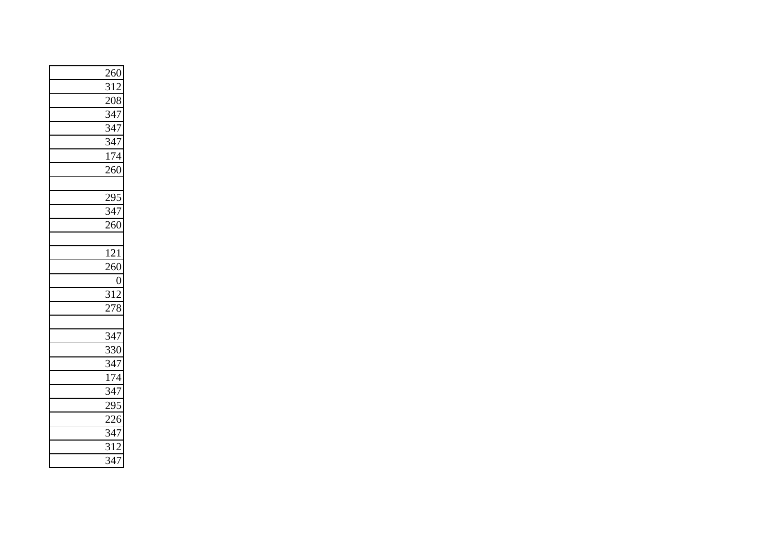| |
|---|
| 260 |
| 312 |
| 208 |
| 347 |
| 347 |
| 347 |
| 174 |
| 260 |
| |
| 295 |
| 347 |
| 260 |
| |
| 121 |
| 260 |
| 0 |
| 312 |
| 278 |
| |
| 347 |
| 330 |
| 347 |
| 174 |
| 347 |
| 295 |
| 226 |
| 347 |
| 312 |
| 347 |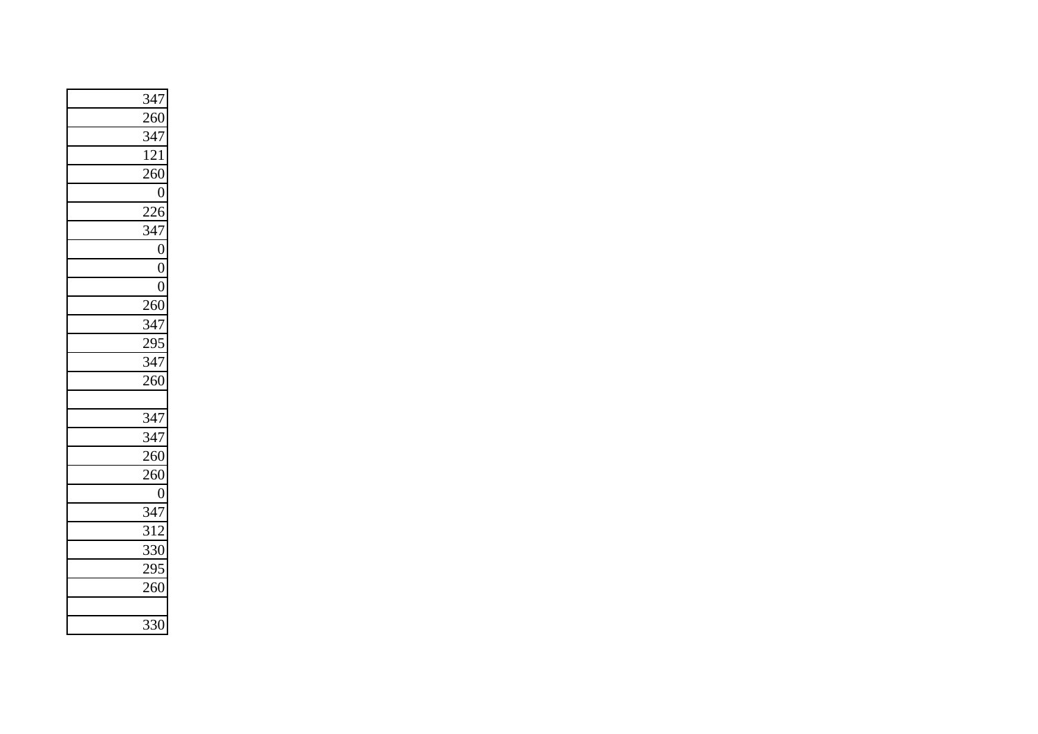| |
|---|
| 347 |
| 260 |
| 347 |
| 121 |
| 260 |
| 0 |
| 226 |
| 347 |
| 0 |
| 0 |
| 0 |
| 260 |
| 347 |
| 295 |
| 347 |
| 260 |
| |
| 347 |
| 347 |
| 260 |
| 260 |
| 0 |
| 347 |
| 312 |
| 330 |
| 295 |
| 260 |
| |
| 330 |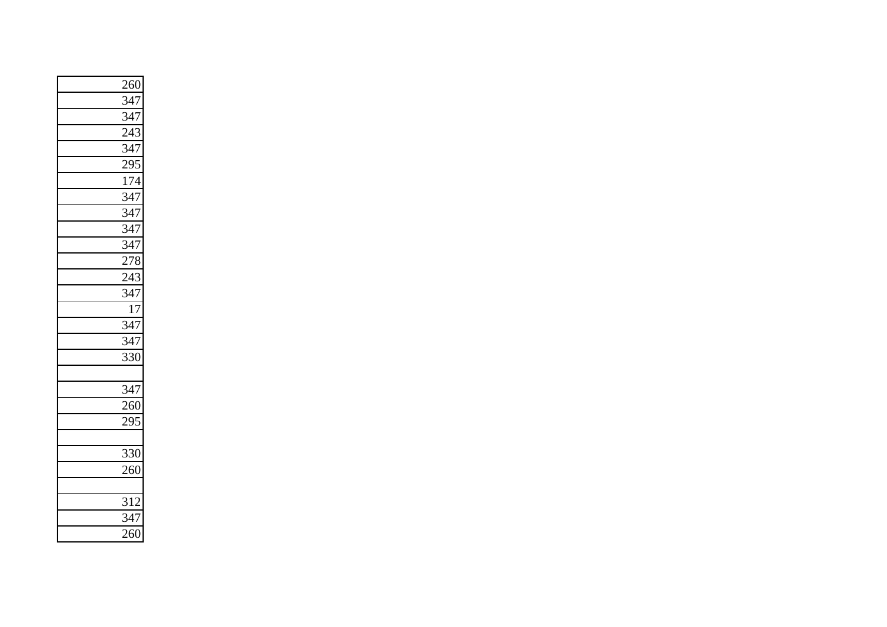| 260 |
|---|
| 347 |
| 347 |
| 243 |
| 347 |
| 295 |
| 174 |
| 347 |
| 347 |
| 347 |
| 347 |
| 278 |
| 243 |
| 347 |
| 17 |
| 347 |
| 347 |
| 330 |
| |
| 347 |
| 260 |
| 295 |
| |
| 330 |
| 260 |
| |
| 312 |
| 347 |
| 260 |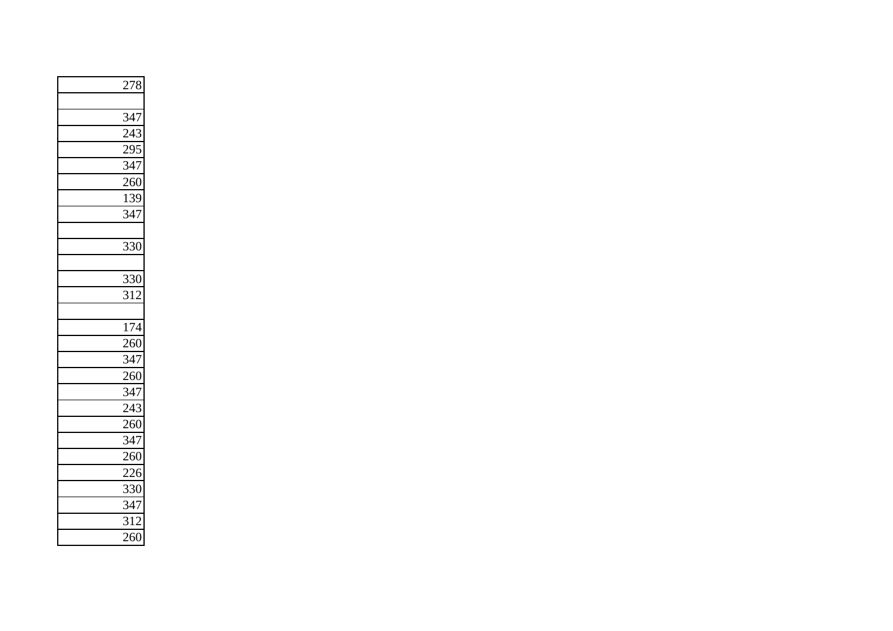| 278 |
| --- |
| |
| 347 |
| 243 |
| 295 |
| 347 |
| 260 |
| 139 |
| 347 |
| |
| 330 |
| |
| 330 |
| 312 |
| |
| 174 |
| 260 |
| 347 |
| 260 |
| 347 |
| 243 |
| 260 |
| 347 |
| 260 |
| 226 |
| 330 |
| 347 |
| 312 |
| 260 |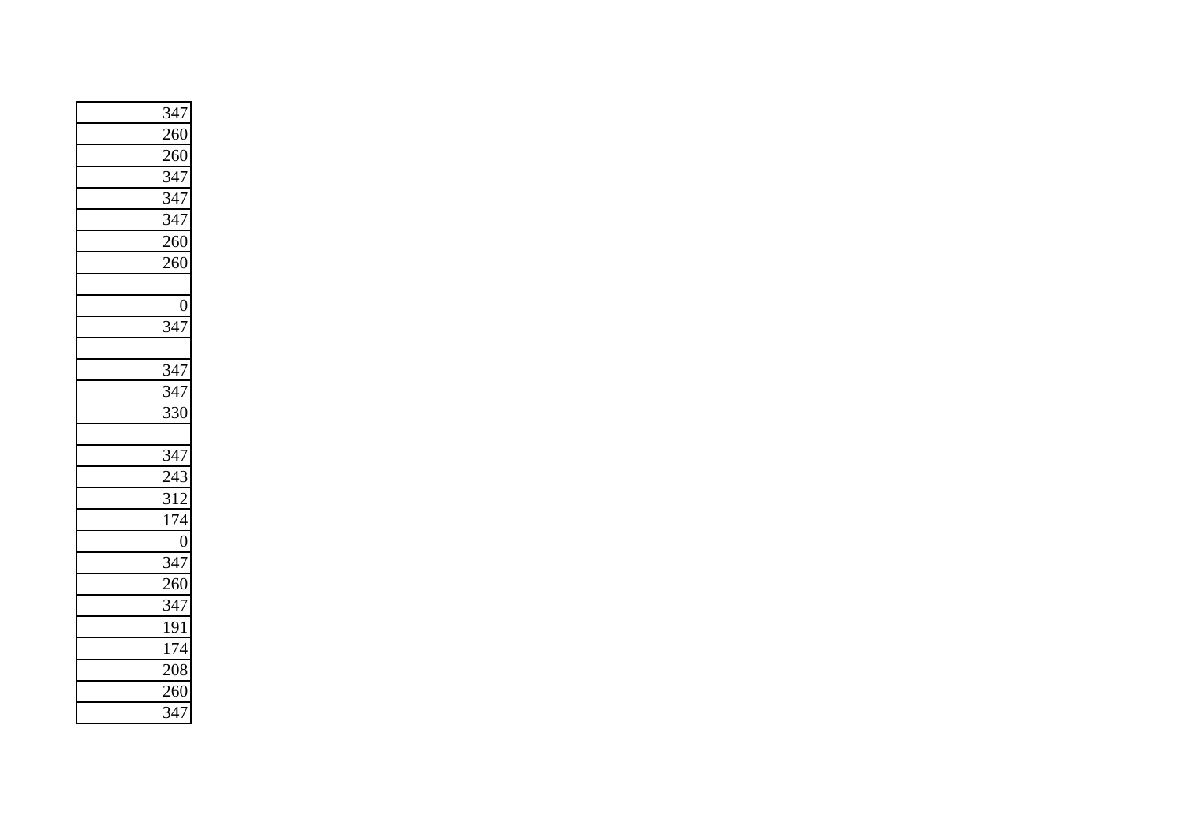| |
|---|
| 347 |
| 260 |
| 260 |
| 347 |
| 347 |
| 347 |
| 260 |
| 260 |
| |
| 0 |
| 347 |
| |
| 347 |
| 347 |
| 330 |
| |
| 347 |
| 243 |
| 312 |
| 174 |
| 0 |
| 347 |
| 260 |
| 347 |
| 191 |
| 174 |
| 208 |
| 260 |
| 347 |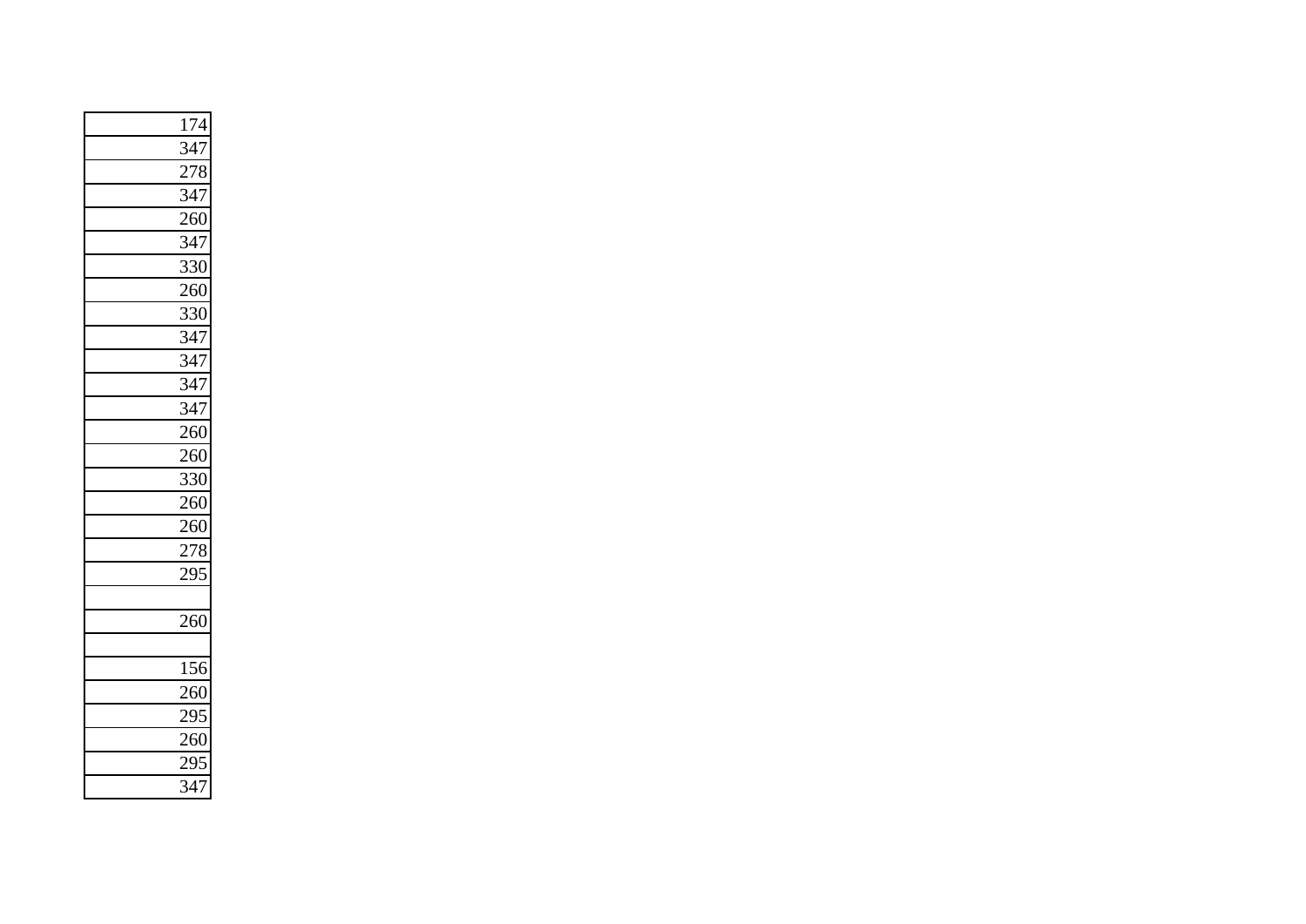| |
|---|
| 174 |
| 347 |
| 278 |
| 347 |
| 260 |
| 347 |
| 330 |
| 260 |
| 330 |
| 347 |
| 347 |
| 347 |
| 347 |
| 260 |
| 260 |
| 330 |
| 260 |
| 260 |
| 278 |
| 295 |
| |
| 260 |
| |
| 156 |
| 260 |
| 295 |
| 260 |
| 295 |
| 347 |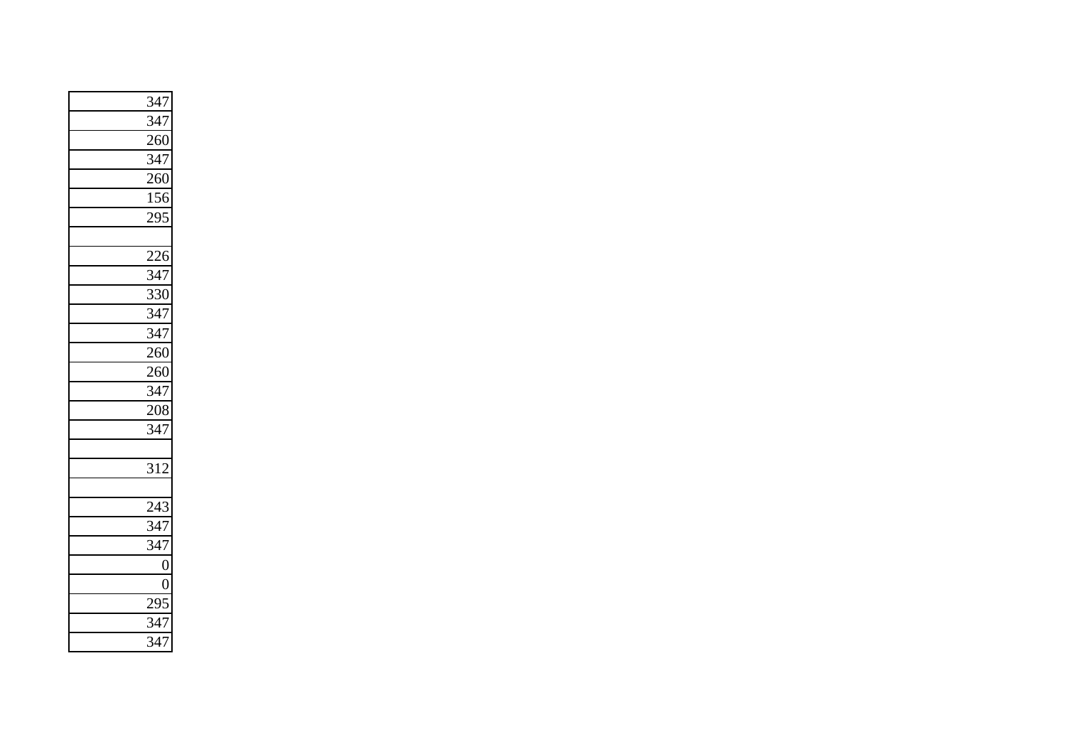| |
|---|
| 347 |
| 347 |
| 260 |
| 347 |
| 260 |
| 156 |
| 295 |
| |
| 226 |
| 347 |
| 330 |
| 347 |
| 347 |
| 260 |
| 260 |
| 347 |
| 208 |
| 347 |
| |
| 312 |
| |
| 243 |
| 347 |
| 347 |
| 0 |
| 0 |
| 295 |
| 347 |
| 347 |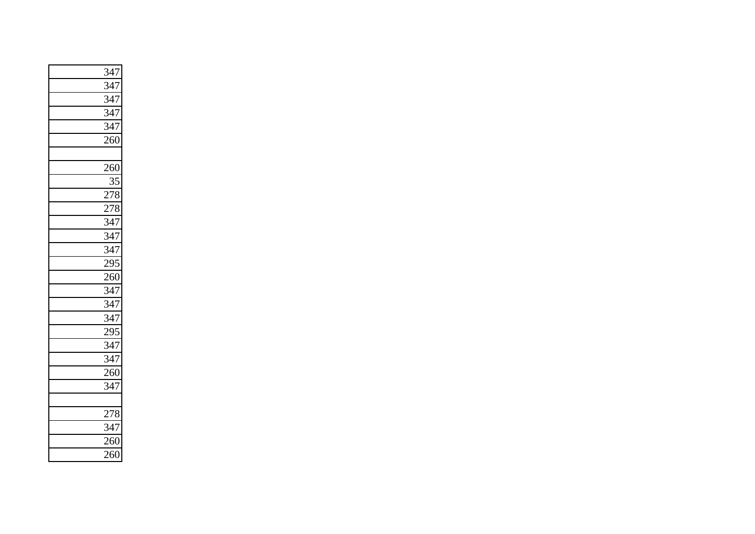| |
|---|
| 347 |
| 347 |
| 347 |
| 347 |
| 347 |
| 260 |
| |
| 260 |
| 35 |
| 278 |
| 278 |
| 347 |
| 347 |
| 347 |
| 295 |
| 260 |
| 347 |
| 347 |
| 347 |
| 295 |
| 347 |
| 347 |
| 260 |
| 347 |
| |
| 278 |
| 347 |
| 260 |
| 260 |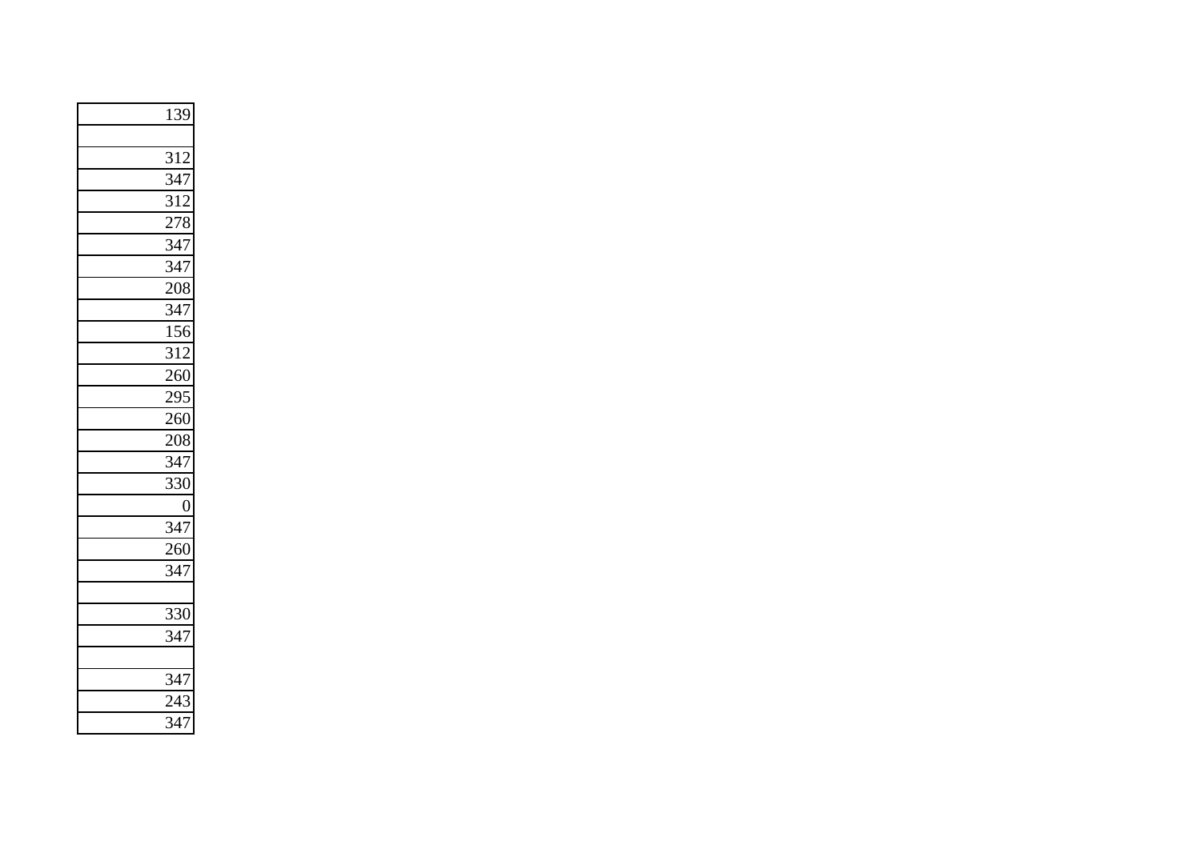| 139 |
|---:|
| |
| 312 |
| 347 |
| 312 |
| 278 |
| 347 |
| 347 |
| 208 |
| 347 |
| 156 |
| 312 |
| 260 |
| 295 |
| 260 |
| 208 |
| 347 |
| 330 |
| 0 |
| 347 |
| 260 |
| 347 |
| |
| 330 |
| 347 |
| |
| 347 |
| 243 |
| 347 |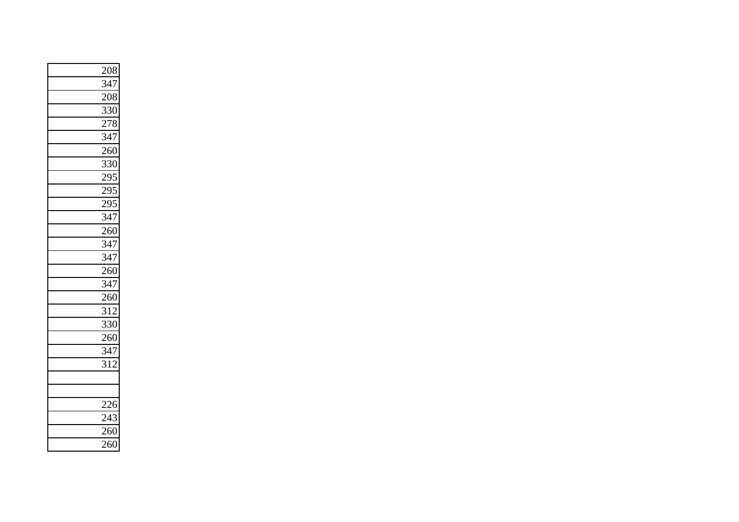| |
|---|
| 208 |
| 347 |
| 208 |
| 330 |
| 278 |
| 347 |
| 260 |
| 330 |
| 295 |
| 295 |
| 295 |
| 347 |
| 260 |
| 347 |
| 347 |
| 260 |
| 347 |
| 260 |
| 312 |
| 330 |
| 260 |
| 347 |
| 312 |
| |
| |
| 226 |
| 243 |
| 260 |
| 260 |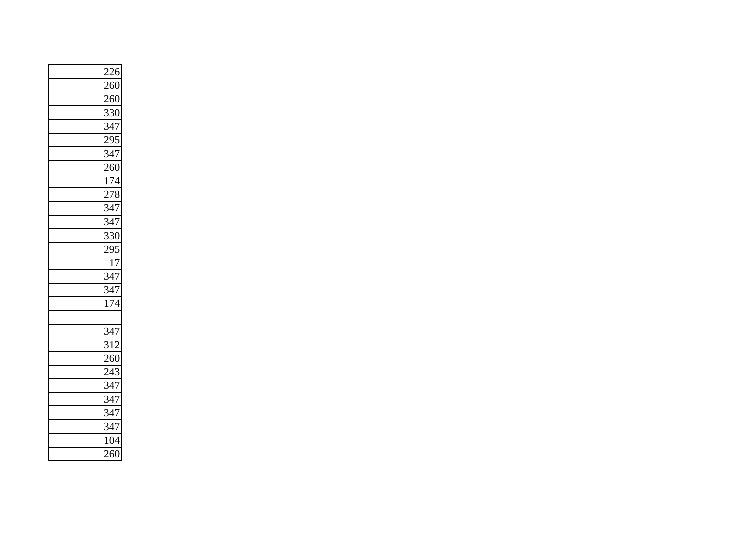| |
|---|
| 226 |
| 260 |
| 260 |
| 330 |
| 347 |
| 295 |
| 347 |
| 260 |
| 174 |
| 278 |
| 347 |
| 347 |
| 330 |
| 295 |
| 17 |
| 347 |
| 347 |
| 174 |
| |
| 347 |
| 312 |
| 260 |
| 243 |
| 347 |
| 347 |
| 347 |
| 347 |
| 104 |
| 260 |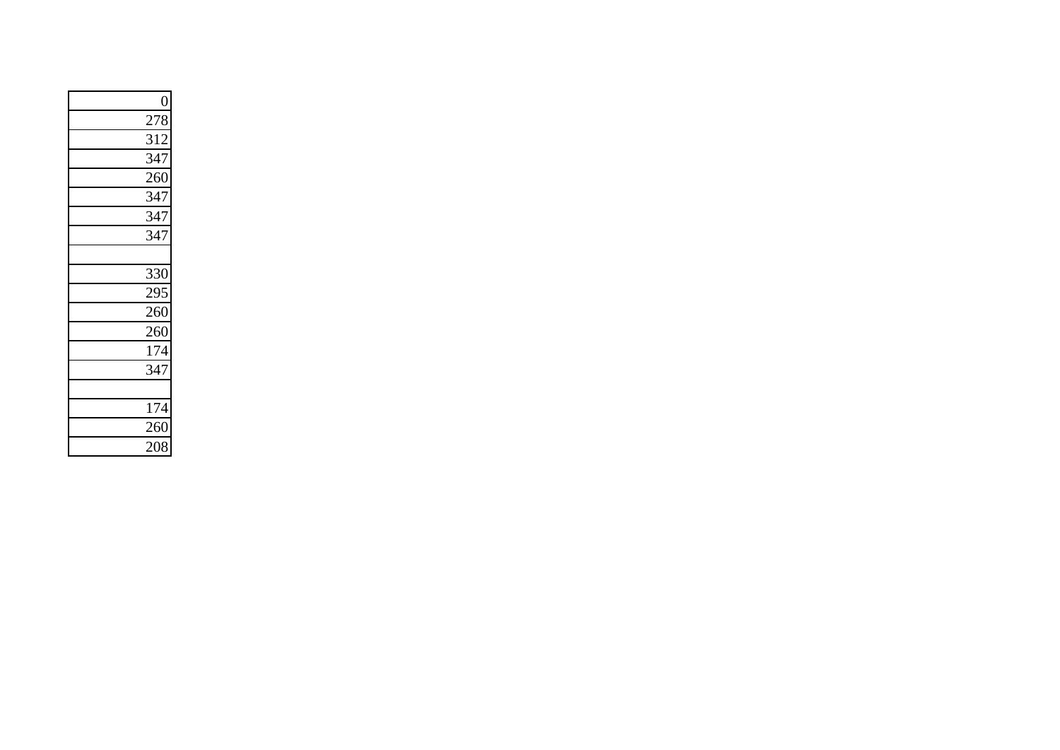| |
|---|
| 0 |
| 278 |
| 312 |
| 347 |
| 260 |
| 347 |
| 347 |
| 347 |
| |
| 330 |
| 295 |
| 260 |
| 260 |
| 174 |
| 347 |
| |
| 174 |
| 260 |
| 208 |